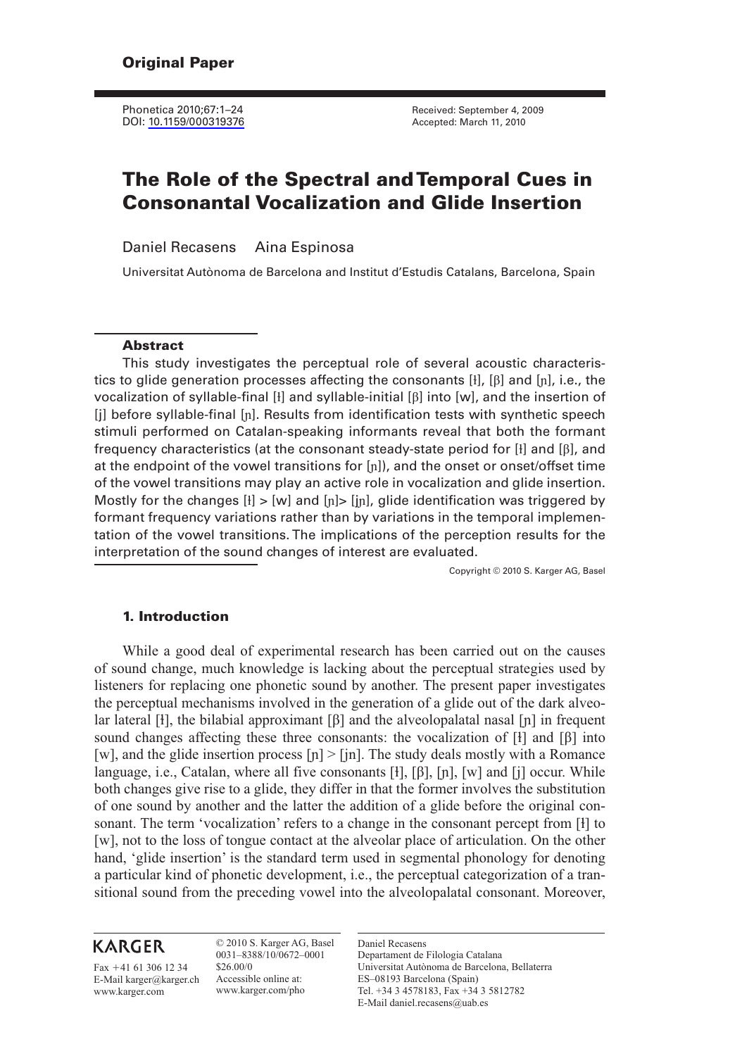**Original Paper**

Received: September 4, 2009
Accepted: March 11, 2010

# The Role of the Spectral and Temporal Cues in Consonantal Vocalization and Glide Insertion

Daniel Recasens Aina Espinosa

Universitat Autònoma de Barcelona and Institut d'Estudis Catalans, Barcelona, Spain

## Abstract

This study investigates the perceptual role of several acoustic characteristics to glide generation processes affecting the consonants [ɫ], [β] and [ɲ], i.e., the vocalization of syllable-final [ɫ] and syllable-initial [β] into [w], and the insertion of [j] before syllable-final [ɲ]. Results from identification tests with synthetic speech stimuli performed on Catalan-speaking informants reveal that both the formant frequency characteristics (at the consonant steady-state period for [ɫ] and [β], and at the endpoint of the vowel transitions for [ɲ]), and the onset or onset/offset time of the vowel transitions may play an active role in vocalization and glide insertion. Mostly for the changes [ɫ] > [w] and [ɲ]> [jɲ], glide identification was triggered by formant frequency variations rather than by variations in the temporal implementation of the vowel transitions. The implications of the perception results for the interpretation of the sound changes of interest are evaluated.

Copyright © 2010 S. Karger AG, Basel

## 1. Introduction

While a good deal of experimental research has been carried out on the causes of sound change, much knowledge is lacking about the perceptual strategies used by listeners for replacing one phonetic sound by another. The present paper investigates the perceptual mechanisms involved in the generation of a glide out of the dark alveolar lateral [ɫ], the bilabial approximant [β] and the alveolopalatal nasal [ɲ] in frequent sound changes affecting these three consonants: the vocalization of [ɫ] and [β] into [w], and the glide insertion process [ɲ] > [jɲ]. The study deals mostly with a Romance language, i.e., Catalan, where all five consonants [ɫ], [β], [ɲ], [w] and [j] occur. While both changes give rise to a glide, they differ in that the former involves the substitution of one sound by another and the latter the addition of a glide before the original consonant. The term 'vocalization' refers to a change in the consonant percept from [ɫ] to [w], not to the loss of tongue contact at the alveolar place of articulation. On the other hand, 'glide insertion' is the standard term used in segmental phonology for denoting a particular kind of phonetic development, i.e., the perceptual categorization of a transitional sound from the preceding vowel into the alveolopalatal consonant. Moreover,

KARGER

Fax +41 61 306 12 34
E-Mail karger@karger.ch
www.karger.com

© 2010 S. Karger AG, Basel
0031–8388/10/0672–0001
$26.00/0
Accessible online at:
www.karger.com/pho

Daniel Recasens
Departament de Filologia Catalana
Universitat Autònoma de Barcelona, Bellaterra
ES–08193 Barcelona (Spain)
Tel. +34 3 4578183, Fax +34 3 5812782
E-Mail daniel.recasens@uab.es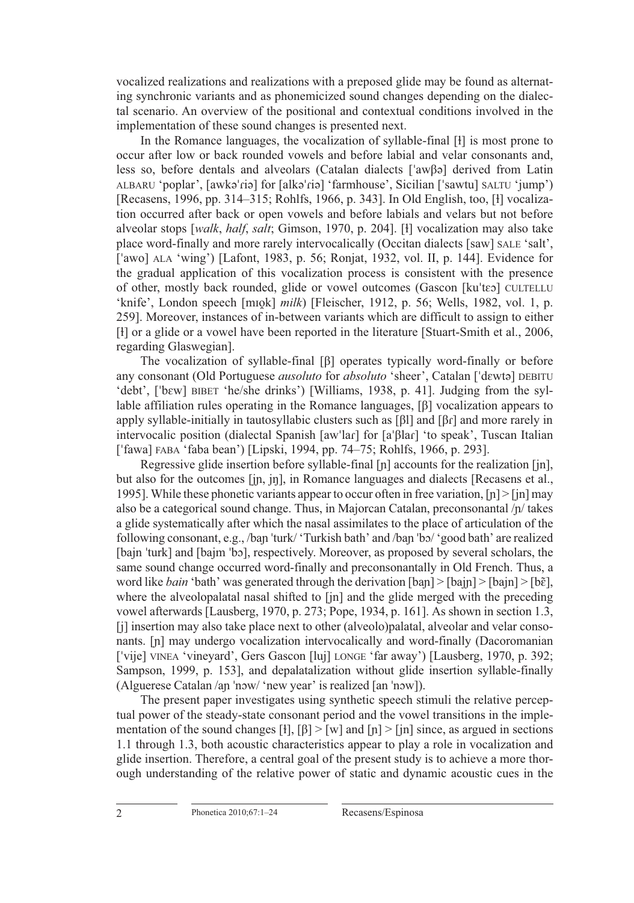vocalized realizations and realizations with a preposed glide may be found as alternating synchronic variants and as phonemicized sound changes depending on the dialectal scenario. An overview of the positional and contextual conditions involved in the implementation of these sound changes is presented next.

In the Romance languages, the vocalization of syllable-final [ɫ] is most prone to occur after low or back rounded vowels and before labial and velar consonants and, less so, before dentals and alveolars (Catalan dialects [ˈawβə] derived from Latin ALBARU 'poplar', [awkəˈɾiə] for [alkəˈɾiə] 'farmhouse', Sicilian [ˈsawtu] SALTU 'jump') [Recasens, 1996, pp. 314–315; Rohlfs, 1966, p. 343]. In Old English, too, [ɫ] vocalization occurred after back or open vowels and before labials and velars but not before alveolar stops [*walk*, *half*, *salt*; Gimson, 1970, p. 204]. [ɫ] vocalization may also take place word-finally and more rarely intervocalically (Occitan dialects [saw] SALE 'salt', [ˈawo] ALA 'wing') [Lafont, 1983, p. 56; Ronjat, 1932, vol. II, p. 144]. Evidence for the gradual application of this vocalization process is consistent with the presence of other, mostly back rounded, glide or vowel outcomes (Gascon [kuˈtɛɔ] CULTELLU 'knife', London speech [mɪo̞k] *milk*) [Fleischer, 1912, p. 56; Wells, 1982, vol. 1, p. 259]. Moreover, instances of in-between variants which are difficult to assign to either [ɫ] or a glide or a vowel have been reported in the literature [Stuart-Smith et al., 2006, regarding Glaswegian].

The vocalization of syllable-final [β] operates typically word-finally or before any consonant (Old Portuguese *ausoluto* for *absoluto* 'sheer', Catalan [ˈdɛwtə] DEBITU 'debt', [ˈbɛw] BIBET 'he/she drinks') [Williams, 1938, p. 41]. Judging from the syllable affiliation rules operating in the Romance languages, [β] vocalization appears to apply syllable-initially in tautosyllabic clusters such as [βl] and [βɾ] and more rarely in intervocalic position (dialectal Spanish [awˈlaɾ] for [aˈβlaɾ] 'to speak', Tuscan Italian [ˈfawa] FABA 'faba bean') [Lipski, 1994, pp. 74–75; Rohlfs, 1966, p. 293].

Regressive glide insertion before syllable-final [ɲ] accounts for the realization [jn], but also for the outcomes [jɲ, jŋ], in Romance languages and dialects [Recasens et al., 1995]. While these phonetic variants appear to occur often in free variation, [ɲ] > [jn] may also be a categorical sound change. Thus, in Majorcan Catalan, preconsonantal /ɲ/ takes a glide systematically after which the nasal assimilates to the place of articulation of the following consonant, e.g., /baɲ ˈturk/ 'Turkish bath' and /baɲ ˈbɔ/ 'good bath' are realized [bajn ˈturk] and [bajm ˈbɔ], respectively. Moreover, as proposed by several scholars, the same sound change occurred word-finally and preconsonantally in Old French. Thus, a word like *bain* 'bath' was generated through the derivation [baɲ] > [bajɲ] > [bajn] > [bɛ̃], where the alveolopalatal nasal shifted to [jn] and the glide merged with the preceding vowel afterwards [Lausberg, 1970, p. 273; Pope, 1934, p. 161]. As shown in section 1.3, [j] insertion may also take place next to other (alveolo)palatal, alveolar and velar consonants. [ɲ] may undergo vocalization intervocalically and word-finally (Dacoromanian [ˈvije] VINEA 'vineyard', Gers Gascon [luj] LONGE 'far away') [Lausberg, 1970, p. 392; Sampson, 1999, p. 153], and depalatalization without glide insertion syllable-finally (Alguerese Catalan /aɲ ˈnɔw/ 'new year' is realized [an ˈnɔw]).

The present paper investigates using synthetic speech stimuli the relative perceptual power of the steady-state consonant period and the vowel transitions in the implementation of the sound changes [ɫ], [β] > [w] and [ɲ] > [jn] since, as argued in sections 1.1 through 1.3, both acoustic characteristics appear to play a role in vocalization and glide insertion. Therefore, a central goal of the present study is to achieve a more thorough understanding of the relative power of static and dynamic acoustic cues in the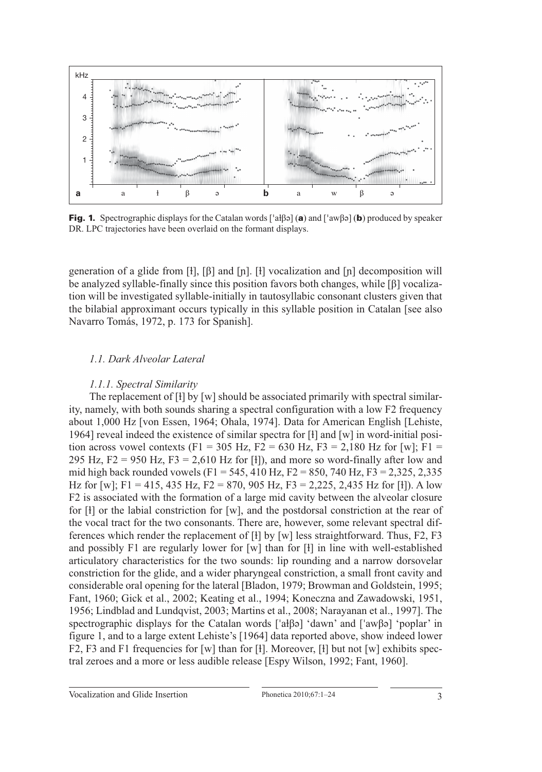**Fig. 1.** Spectrographic displays for the Catalan words [ˈaɫβə] (**a**) and [ˈawβə] (**b**) produced by speaker DR. LPC trajectories have been overlaid on the formant displays.

generation of a glide from [ɫ], [β] and [ɲ]. [ɫ] vocalization and [ɲ] decomposition will be analyzed syllable-finally since this position favors both changes, while [β] vocalization will be investigated syllable-initially in tautosyllabic consonant clusters given that the bilabial approximant occurs typically in this syllable position in Catalan [see also Navarro Tomás, 1972, p. 173 for Spanish].

## *1.1. Dark Alveolar Lateral*

### *1.1.1. Spectral Similarity*

The replacement of [ɫ] by [w] should be associated primarily with spectral similarity, namely, with both sounds sharing a spectral configuration with a low F2 frequency about 1,000 Hz [von Essen, 1964; Ohala, 1974]. Data for American English [Lehiste, 1964] reveal indeed the existence of similar spectra for [ɫ] and [w] in word-initial position across vowel contexts (F1 = 305 Hz, F2 = 630 Hz, F3 = 2,180 Hz for [w]; F1 = 295 Hz, F2 = 950 Hz, F3 = 2,610 Hz for [ɫ]), and more so word-finally after low and mid high back rounded vowels (F1 = 545, 410 Hz, F2 = 850, 740 Hz, F3 = 2,325, 2,335 Hz for [w]; F1 = 415, 435 Hz, F2 = 870, 905 Hz, F3 = 2,225, 2,435 Hz for [ɫ]). A low F2 is associated with the formation of a large mid cavity between the alveolar closure for [ɫ] or the labial constriction for [w], and the postdorsal constriction at the rear of the vocal tract for the two consonants. There are, however, some relevant spectral differences which render the replacement of [ɫ] by [w] less straightforward. Thus, F2, F3 and possibly F1 are regularly lower for [w] than for [ɫ] in line with well-established articulatory characteristics for the two sounds: lip rounding and a narrow dorsovelar constriction for the glide, and a wider pharyngeal constriction, a small front cavity and considerable oral opening for the lateral [Bladon, 1979; Browman and Goldstein, 1995; Fant, 1960; Gick et al., 2002; Keating et al., 1994; Koneczna and Zawadowski, 1951, 1956; Lindblad and Lundqvist, 2003; Martins et al., 2008; Narayanan et al., 1997]. The spectrographic displays for the Catalan words [ˈaɫβə] 'dawn' and [ˈawβə] 'poplar' in figure 1, and to a large extent Lehiste's [1964] data reported above, show indeed lower F2, F3 and F1 frequencies for [w] than for [ɫ]. Moreover, [ɫ] but not [w] exhibits spectral zeroes and a more or less audible release [Espy Wilson, 1992; Fant, 1960].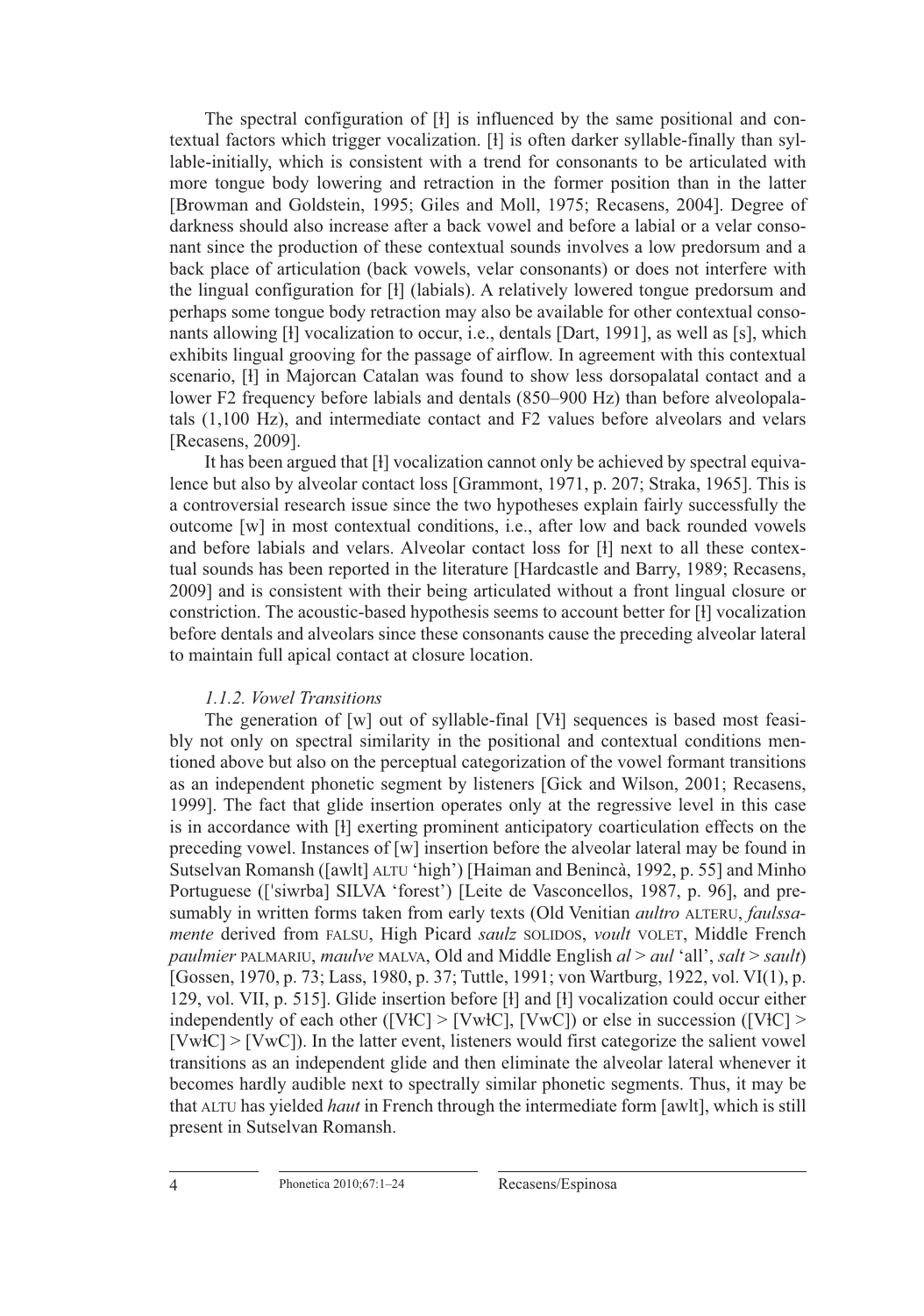The spectral configuration of [ɫ] is influenced by the same positional and contextual factors which trigger vocalization. [ɫ] is often darker syllable-finally than syllable-initially, which is consistent with a trend for consonants to be articulated with more tongue body lowering and retraction in the former position than in the latter [Browman and Goldstein, 1995; Giles and Moll, 1975; Recasens, 2004]. Degree of darkness should also increase after a back vowel and before a labial or a velar consonant since the production of these contextual sounds involves a low predorsum and a back place of articulation (back vowels, velar consonants) or does not interfere with the lingual configuration for [ɫ] (labials). A relatively lowered tongue predorsum and perhaps some tongue body retraction may also be available for other contextual consonants allowing [ɫ] vocalization to occur, i.e., dentals [Dart, 1991], as well as [s], which exhibits lingual grooving for the passage of airflow. In agreement with this contextual scenario, [ɫ] in Majorcan Catalan was found to show less dorsopalatal contact and a lower F2 frequency before labials and dentals (850–900 Hz) than before alveolopalatals (1,100 Hz), and intermediate contact and F2 values before alveolars and velars [Recasens, 2009].

It has been argued that [ɫ] vocalization cannot only be achieved by spectral equivalence but also by alveolar contact loss [Grammont, 1971, p. 207; Straka, 1965]. This is a controversial research issue since the two hypotheses explain fairly successfully the outcome [w] in most contextual conditions, i.e., after low and back rounded vowels and before labials and velars. Alveolar contact loss for [ɫ] next to all these contextual sounds has been reported in the literature [Hardcastle and Barry, 1989; Recasens, 2009] and is consistent with their being articulated without a front lingual closure or constriction. The acoustic-based hypothesis seems to account better for [ɫ] vocalization before dentals and alveolars since these consonants cause the preceding alveolar lateral to maintain full apical contact at closure location.

### *1.1.2. Vowel Transitions*

The generation of [w] out of syllable-final [Vɫ] sequences is based most feasibly not only on spectral similarity in the positional and contextual conditions mentioned above but also on the perceptual categorization of the vowel formant transitions as an independent phonetic segment by listeners [Gick and Wilson, 2001; Recasens, 1999]. The fact that glide insertion operates only at the regressive level in this case is in accordance with [ɫ] exerting prominent anticipatory coarticulation effects on the preceding vowel. Instances of [w] insertion before the alveolar lateral may be found in Sutselvan Romansh ([awlt] ALTU 'high') [Haiman and Benincà, 1992, p. 55] and Minho Portuguese (['siwrba] SILVA 'forest') [Leite de Vasconcellos, 1987, p. 96], and presumably in written forms taken from early texts (Old Venitian *aultro* ALTERU, *faulssamente* derived from FALSU, High Picard *saulz* SOLIDOS, *voult* VOLET, Middle French *paulmier* PALMARIU, *maulve* MALVA, Old and Middle English *al* > *aul* 'all', *salt* > *sault*) [Gossen, 1970, p. 73; Lass, 1980, p. 37; Tuttle, 1991; von Wartburg, 1922, vol. VI(1), p. 129, vol. VII, p. 515]. Glide insertion before [ɫ] and [ɫ] vocalization could occur either independently of each other ([VɫC] > [VwɫC], [VwC]) or else in succession ([VɫC] > [VwɫC] > [VwC]). In the latter event, listeners would first categorize the salient vowel transitions as an independent glide and then eliminate the alveolar lateral whenever it becomes hardly audible next to spectrally similar phonetic segments. Thus, it may be that ALTU has yielded *haut* in French through the intermediate form [awlt], which is still present in Sutselvan Romansh.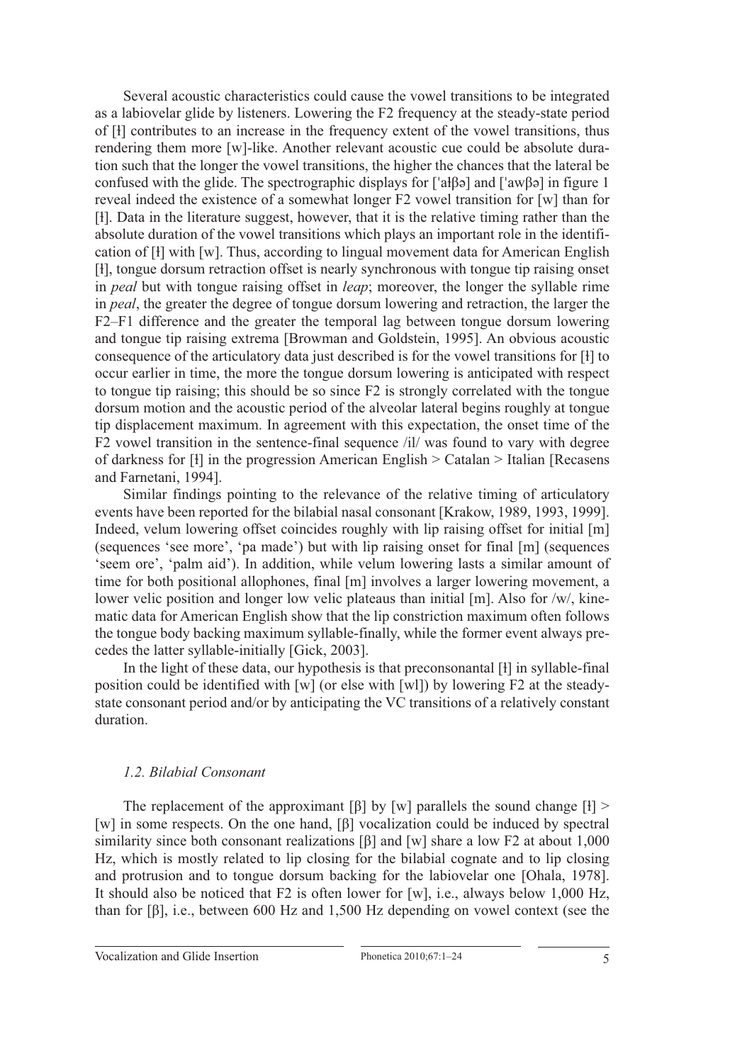Several acoustic characteristics could cause the vowel transitions to be integrated as a labiovelar glide by listeners. Lowering the F2 frequency at the steady-state period of [ɫ] contributes to an increase in the frequency extent of the vowel transitions, thus rendering them more [w]-like. Another relevant acoustic cue could be absolute duration such that the longer the vowel transitions, the higher the chances that the lateral be confused with the glide. The spectrographic displays for [ˈaɫβə] and [ˈawβə] in figure 1 reveal indeed the existence of a somewhat longer F2 vowel transition for [w] than for [ɫ]. Data in the literature suggest, however, that it is the relative timing rather than the absolute duration of the vowel transitions which plays an important role in the identification of [ɫ] with [w]. Thus, according to lingual movement data for American English [ɫ], tongue dorsum retraction offset is nearly synchronous with tongue tip raising onset in *peal* but with tongue raising offset in *leap*; moreover, the longer the syllable rime in *peal*, the greater the degree of tongue dorsum lowering and retraction, the larger the F2–F1 difference and the greater the temporal lag between tongue dorsum lowering and tongue tip raising extrema [Browman and Goldstein, 1995]. An obvious acoustic consequence of the articulatory data just described is for the vowel transitions for [ɫ] to occur earlier in time, the more the tongue dorsum lowering is anticipated with respect to tongue tip raising; this should be so since F2 is strongly correlated with the tongue dorsum motion and the acoustic period of the alveolar lateral begins roughly at tongue tip displacement maximum. In agreement with this expectation, the onset time of the F2 vowel transition in the sentence-final sequence /il/ was found to vary with degree of darkness for [ɫ] in the progression American English > Catalan > Italian [Recasens and Farnetani, 1994].

Similar findings pointing to the relevance of the relative timing of articulatory events have been reported for the bilabial nasal consonant [Krakow, 1989, 1993, 1999]. Indeed, velum lowering offset coincides roughly with lip raising offset for initial [m] (sequences 'see more', 'pa made') but with lip raising onset for final [m] (sequences 'seem ore', 'palm aid'). In addition, while velum lowering lasts a similar amount of time for both positional allophones, final [m] involves a larger lowering movement, a lower velic position and longer low velic plateaus than initial [m]. Also for /w/, kinematic data for American English show that the lip constriction maximum often follows the tongue body backing maximum syllable-finally, while the former event always precedes the latter syllable-initially [Gick, 2003].

In the light of these data, our hypothesis is that preconsonantal [ɫ] in syllable-final position could be identified with [w] (or else with [wl]) by lowering F2 at the steady-state consonant period and/or by anticipating the VC transitions of a relatively constant duration.

### *1.2. Bilabial Consonant*

The replacement of the approximant [β] by [w] parallels the sound change [ɫ] > [w] in some respects. On the one hand, [β] vocalization could be induced by spectral similarity since both consonant realizations [β] and [w] share a low F2 at about 1,000 Hz, which is mostly related to lip closing for the bilabial cognate and to lip closing and protrusion and to tongue dorsum backing for the labiovelar one [Ohala, 1978]. It should also be noticed that F2 is often lower for [w], i.e., always below 1,000 Hz, than for [β], i.e., between 600 Hz and 1,500 Hz depending on vowel context (see the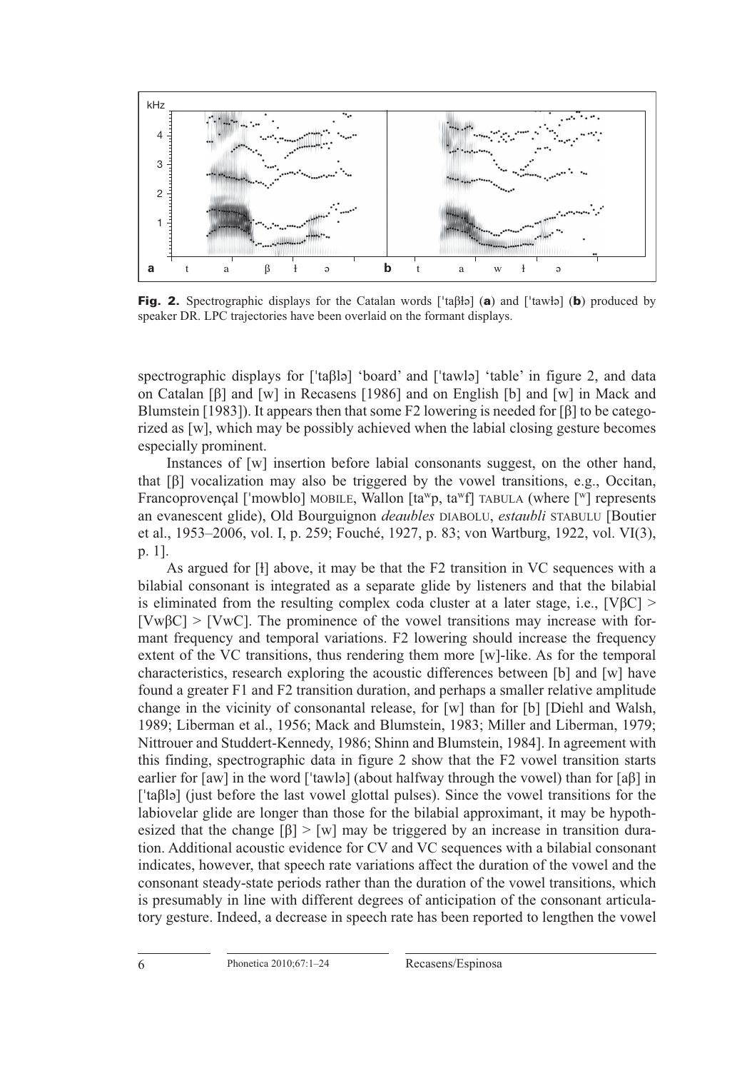**Fig. 2.** Spectrographic displays for the Catalan words [ˈtaβɫə] (**a**) and [ˈtawɫə] (**b**) produced by speaker DR. LPC trajectories have been overlaid on the formant displays.

spectrographic displays for [ˈtaβlə] 'board' and [ˈtawlə] 'table' in figure 2, and data on Catalan [β] and [w] in Recasens [1986] and on English [b] and [w] in Mack and Blumstein [1983]). It appears then that some F2 lowering is needed for [β] to be categorized as [w], which may be possibly achieved when the labial closing gesture becomes especially prominent.

Instances of [w] insertion before labial consonants suggest, on the other hand, that [β] vocalization may also be triggered by the vowel transitions, e.g., Occitan, Francoprovençal [ˈmowblo] MOBILE, Wallon [taʷp, taʷf] TABULA (where [ʷ] represents an evanescent glide), Old Bourguignon *deaubles* DIABOLU, *estaubli* STABULU [Boutier et al., 1953–2006, vol. I, p. 259; Fouché, 1927, p. 83; von Wartburg, 1922, vol. VI(3), p. 1].

As argued for [ɫ] above, it may be that the F2 transition in VC sequences with a bilabial consonant is integrated as a separate glide by listeners and that the bilabial is eliminated from the resulting complex coda cluster at a later stage, i.e., [VβC] > [VwβC] > [VwC]. The prominence of the vowel transitions may increase with formant frequency and temporal variations. F2 lowering should increase the frequency extent of the VC transitions, thus rendering them more [w]-like. As for the temporal characteristics, research exploring the acoustic differences between [b] and [w] have found a greater F1 and F2 transition duration, and perhaps a smaller relative amplitude change in the vicinity of consonantal release, for [w] than for [b] [Diehl and Walsh, 1989; Liberman et al., 1956; Mack and Blumstein, 1983; Miller and Liberman, 1979; Nittrouer and Studdert-Kennedy, 1986; Shinn and Blumstein, 1984]. In agreement with this finding, spectrographic data in figure 2 show that the F2 vowel transition starts earlier for [aw] in the word [ˈtawlə] (about halfway through the vowel) than for [aβ] in [ˈtaβlə] (just before the last vowel glottal pulses). Since the vowel transitions for the labiovelar glide are longer than those for the bilabial approximant, it may be hypothesized that the change [β] > [w] may be triggered by an increase in transition duration. Additional acoustic evidence for CV and VC sequences with a bilabial consonant indicates, however, that speech rate variations affect the duration of the vowel and the consonant steady-state periods rather than the duration of the vowel transitions, which is presumably in line with different degrees of anticipation of the consonant articulatory gesture. Indeed, a decrease in speech rate has been reported to lengthen the vowel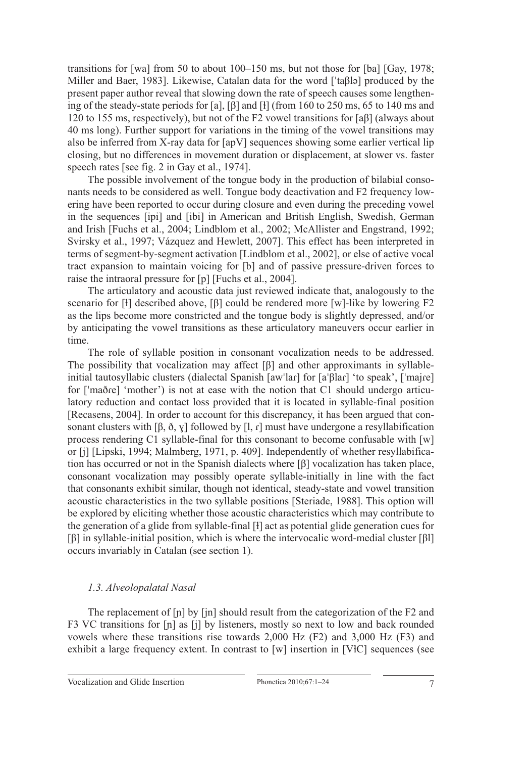transitions for [wa] from 50 to about 100–150 ms, but not those for [ba] [Gay, 1978; Miller and Baer, 1983]. Likewise, Catalan data for the word [ˈtaβlə] produced by the present paper author reveal that slowing down the rate of speech causes some lengthening of the steady-state periods for [a], [β] and [ɫ] (from 160 to 250 ms, 65 to 140 ms and 120 to 155 ms, respectively), but not of the F2 vowel transitions for [aβ] (always about 40 ms long). Further support for variations in the timing of the vowel transitions may also be inferred from X-ray data for [apV] sequences showing some earlier vertical lip closing, but no differences in movement duration or displacement, at slower vs. faster speech rates [see fig. 2 in Gay et al., 1974].

The possible involvement of the tongue body in the production of bilabial consonants needs to be considered as well. Tongue body deactivation and F2 frequency lowering have been reported to occur during closure and even during the preceding vowel in the sequences [ipi] and [ibi] in American and British English, Swedish, German and Irish [Fuchs et al., 2004; Lindblom et al., 2002; McAllister and Engstrand, 1992; Svirsky et al., 1997; Vázquez and Hewlett, 2007]. This effect has been interpreted in terms of segment-by-segment activation [Lindblom et al., 2002], or else of active vocal tract expansion to maintain voicing for [b] and of passive pressure-driven forces to raise the intraoral pressure for [p] [Fuchs et al., 2004].

The articulatory and acoustic data just reviewed indicate that, analogously to the scenario for [ɫ] described above, [β] could be rendered more [w]-like by lowering F2 as the lips become more constricted and the tongue body is slightly depressed, and/or by anticipating the vowel transitions as these articulatory maneuvers occur earlier in time.

The role of syllable position in consonant vocalization needs to be addressed. The possibility that vocalization may affect [β] and other approximants in syllable-initial tautosyllabic clusters (dialectal Spanish [awˈlaɾ] for [aˈβlaɾ] 'to speak', [ˈmajɾe] for [ˈmaðɾe] 'mother') is not at ease with the notion that C1 should undergo articulatory reduction and contact loss provided that it is located in syllable-final position [Recasens, 2004]. In order to account for this discrepancy, it has been argued that consonant clusters with [β, ð, ɣ] followed by [l, ɾ] must have undergone a resyllabification process rendering C1 syllable-final for this consonant to become confusable with [w] or [j] [Lipski, 1994; Malmberg, 1971, p. 409]. Independently of whether resyllabification has occurred or not in the Spanish dialects where [β] vocalization has taken place, consonant vocalization may possibly operate syllable-initially in line with the fact that consonants exhibit similar, though not identical, steady-state and vowel transition acoustic characteristics in the two syllable positions [Steriade, 1988]. This option will be explored by eliciting whether those acoustic characteristics which may contribute to the generation of a glide from syllable-final [ɫ] act as potential glide generation cues for [β] in syllable-initial position, which is where the intervocalic word-medial cluster [βl] occurs invariably in Catalan (see section 1).

### *1.3. Alveolopalatal Nasal*

The replacement of [ɲ] by [jn] should result from the categorization of the F2 and F3 VC transitions for [ɲ] as [j] by listeners, mostly so next to low and back rounded vowels where these transitions rise towards 2,000 Hz (F2) and 3,000 Hz (F3) and exhibit a large frequency extent. In contrast to [w] insertion in [VɫC] sequences (see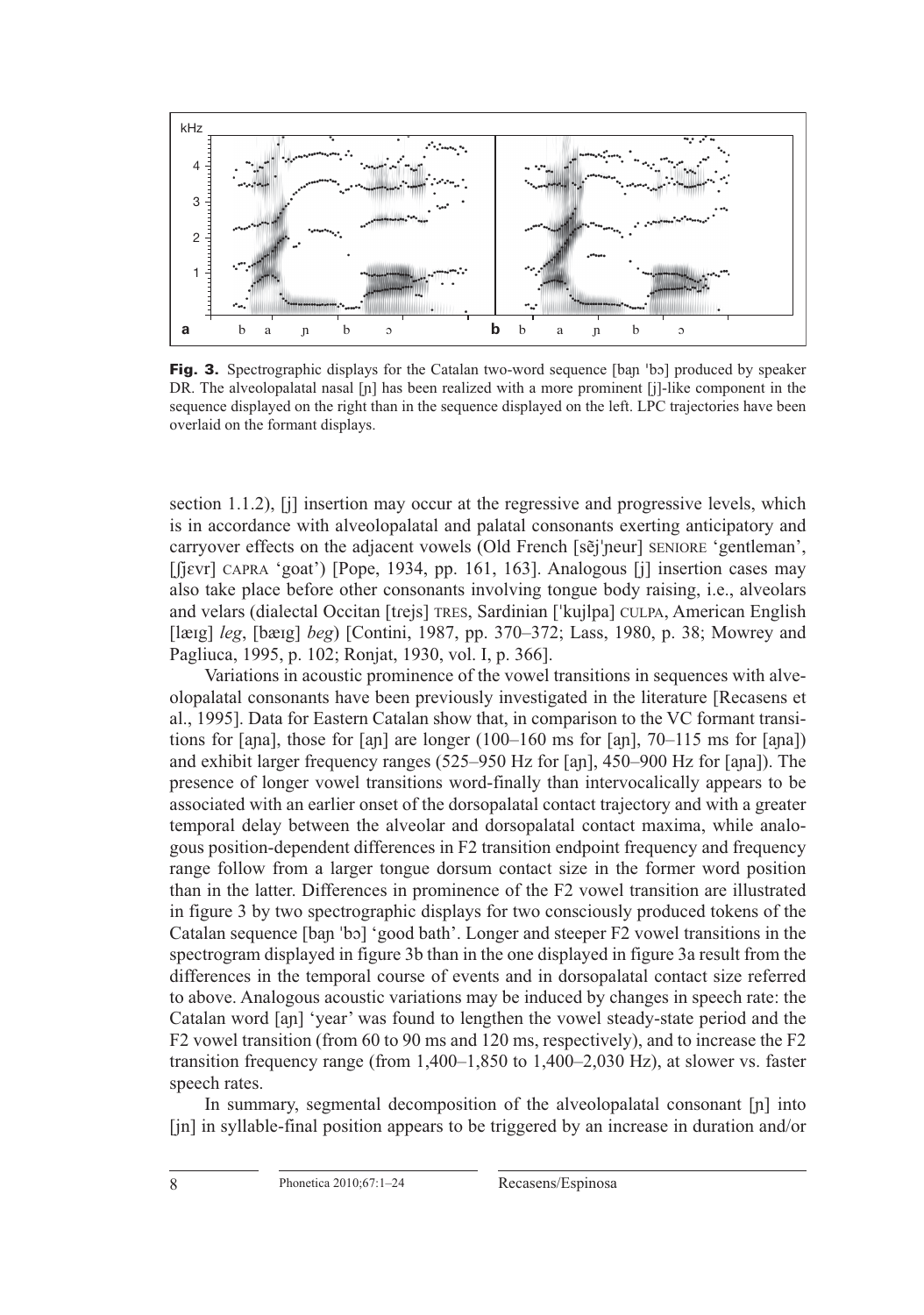**Fig. 3.** Spectrographic displays for the Catalan two-word sequence [baɲ ˈbɔ] produced by speaker DR. The alveolopalatal nasal [ɲ] has been realized with a more prominent [j]-like component in the sequence displayed on the right than in the sequence displayed on the left. LPC trajectories have been overlaid on the formant displays.

section 1.1.2), [j] insertion may occur at the regressive and progressive levels, which is in accordance with alveolopalatal and palatal consonants exerting anticipatory and carryover effects on the adjacent vowels (Old French [sẽjˈɲeur] SENIORE 'gentleman', [ʃjɛvr] CAPRA 'goat') [Pope, 1934, pp. 161, 163]. Analogous [j] insertion cases may also take place before other consonants involving tongue body raising, i.e., alveolars and velars (dialectal Occitan [trejs] TRES, Sardinian [ˈkujlpa] CULPA, American English [læɪg] *leg*, [bæɪg] *beg*) [Contini, 1987, pp. 370–372; Lass, 1980, p. 38; Mowrey and Pagliuca, 1995, p. 102; Ronjat, 1930, vol. I, p. 366].

Variations in acoustic prominence of the vowel transitions in sequences with alveolopalatal consonants have been previously investigated in the literature [Recasens et al., 1995]. Data for Eastern Catalan show that, in comparison to the VC formant transitions for [aɲa], those for [aɲ] are longer (100–160 ms for [aɲ], 70–115 ms for [aɲa]) and exhibit larger frequency ranges (525–950 Hz for [aɲ], 450–900 Hz for [aɲa]). The presence of longer vowel transitions word-finally than intervocalically appears to be associated with an earlier onset of the dorsopalatal contact trajectory and with a greater temporal delay between the alveolar and dorsopalatal contact maxima, while analogous position-dependent differences in F2 transition endpoint frequency and frequency range follow from a larger tongue dorsum contact size in the former word position than in the latter. Differences in prominence of the F2 vowel transition are illustrated in figure 3 by two spectrographic displays for two consciously produced tokens of the Catalan sequence [baɲ ˈbɔ] 'good bath'. Longer and steeper F2 vowel transitions in the spectrogram displayed in figure 3b than in the one displayed in figure 3a result from the differences in the temporal course of events and in dorsopalatal contact size referred to above. Analogous acoustic variations may be induced by changes in speech rate: the Catalan word [aɲ] 'year' was found to lengthen the vowel steady-state period and the F2 vowel transition (from 60 to 90 ms and 120 ms, respectively), and to increase the F2 transition frequency range (from 1,400–1,850 to 1,400–2,030 Hz), at slower vs. faster speech rates.

In summary, segmental decomposition of the alveolopalatal consonant [ɲ] into [jn] in syllable-final position appears to be triggered by an increase in duration and/or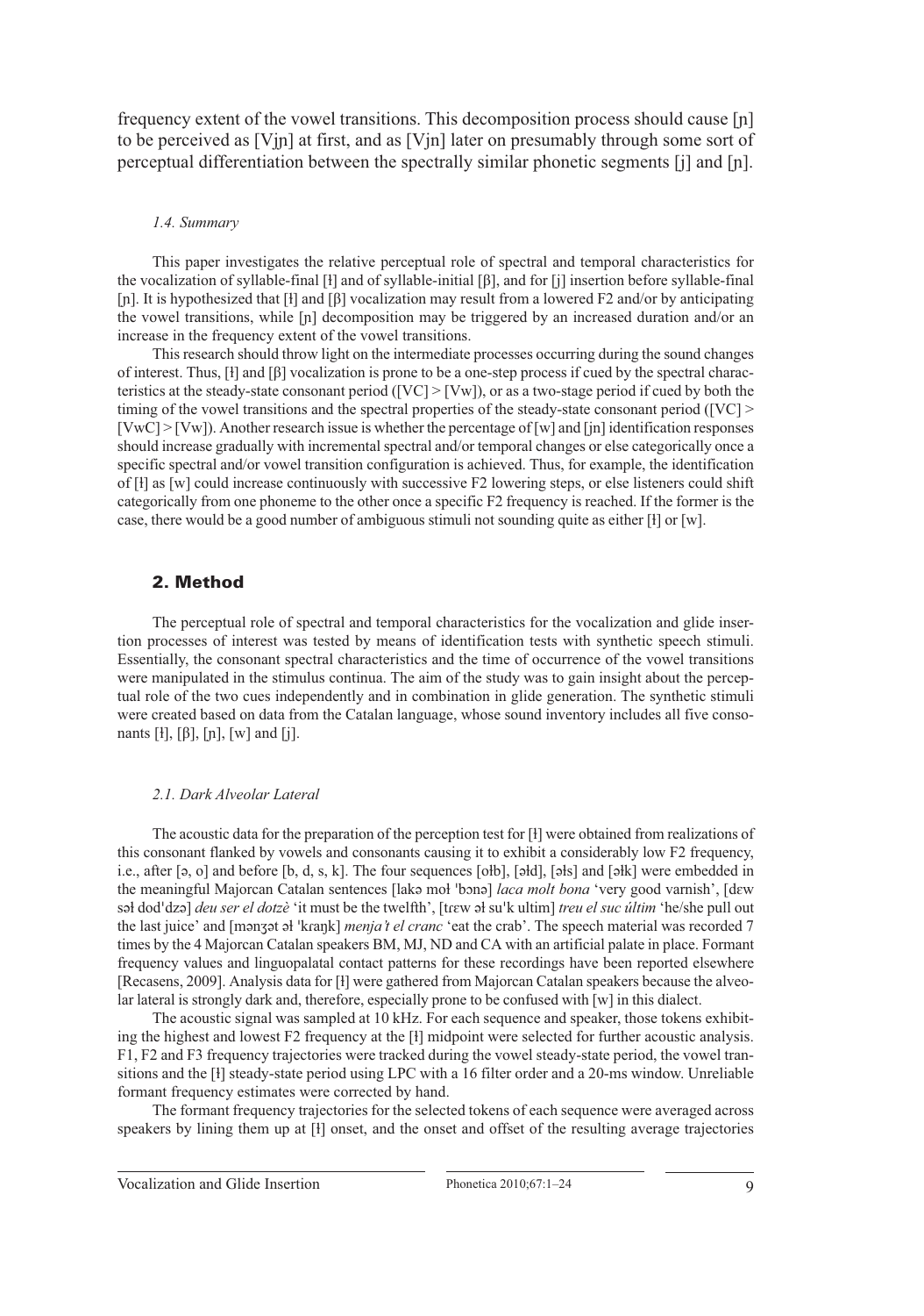frequency extent of the vowel transitions. This decomposition process should cause [ɲ] to be perceived as [Vjɲ] at first, and as [Vjn] later on presumably through some sort of perceptual differentiation between the spectrally similar phonetic segments [j] and [ɲ].

### *1.4. Summary*

This paper investigates the relative perceptual role of spectral and temporal characteristics for the vocalization of syllable-final [ɫ] and of syllable-initial [β], and for [j] insertion before syllable-final [ɲ]. It is hypothesized that [ɫ] and [β] vocalization may result from a lowered F2 and/or by anticipating the vowel transitions, while [ɲ] decomposition may be triggered by an increased duration and/or an increase in the frequency extent of the vowel transitions.

This research should throw light on the intermediate processes occurring during the sound changes of interest. Thus, [ɫ] and [β] vocalization is prone to be a one-step process if cued by the spectral characteristics at the steady-state consonant period ([VC] > [Vw]), or as a two-stage period if cued by both the timing of the vowel transitions and the spectral properties of the steady-state consonant period ([VC] > [VwC] > [Vw]). Another research issue is whether the percentage of [w] and [jn] identification responses should increase gradually with incremental spectral and/or temporal changes or else categorically once a specific spectral and/or vowel transition configuration is achieved. Thus, for example, the identification of [ɫ] as [w] could increase continuously with successive F2 lowering steps, or else listeners could shift categorically from one phoneme to the other once a specific F2 frequency is reached. If the former is the case, there would be a good number of ambiguous stimuli not sounding quite as either [ɫ] or [w].

## 2. Method

The perceptual role of spectral and temporal characteristics for the vocalization and glide insertion processes of interest was tested by means of identification tests with synthetic speech stimuli. Essentially, the consonant spectral characteristics and the time of occurrence of the vowel transitions were manipulated in the stimulus continua. The aim of the study was to gain insight about the perceptual role of the two cues independently and in combination in glide generation. The synthetic stimuli were created based on data from the Catalan language, whose sound inventory includes all five consonants [ɫ], [β], [ɲ], [w] and [j].

### *2.1. Dark Alveolar Lateral*

The acoustic data for the preparation of the perception test for [ɫ] were obtained from realizations of this consonant flanked by vowels and consonants causing it to exhibit a considerably low F2 frequency, i.e., after [ə, o] and before [b, d, s, k]. The four sequences [oɫb], [əɫd], [əɫs] and [əɫk] were embedded in the meaningful Majorcan Catalan sentences [lakə moɫ ˈbɔnə] *laca molt bona* 'very good varnish', [dɛw səɫ dodˈdzə] *deu ser el dotzè* 'it must be the twelfth', [trɛw əɫ suˈk ultim] *treu el suc últim* 'he/she pull out the last juice' and [mənʒət əɫ ˈkraŋk] *menja't el cranc* 'eat the crab'. The speech material was recorded 7 times by the 4 Majorcan Catalan speakers BM, MJ, ND and CA with an artificial palate in place. Formant frequency values and linguopalatal contact patterns for these recordings have been reported elsewhere [Recasens, 2009]. Analysis data for [ɫ] were gathered from Majorcan Catalan speakers because the alveolar lateral is strongly dark and, therefore, especially prone to be confused with [w] in this dialect.

The acoustic signal was sampled at 10 kHz. For each sequence and speaker, those tokens exhibiting the highest and lowest F2 frequency at the [ɫ] midpoint were selected for further acoustic analysis. F1, F2 and F3 frequency trajectories were tracked during the vowel steady-state period, the vowel transitions and the [ɫ] steady-state period using LPC with a 16 filter order and a 20-ms window. Unreliable formant frequency estimates were corrected by hand.

The formant frequency trajectories for the selected tokens of each sequence were averaged across speakers by lining them up at [ɫ] onset, and the onset and offset of the resulting average trajectories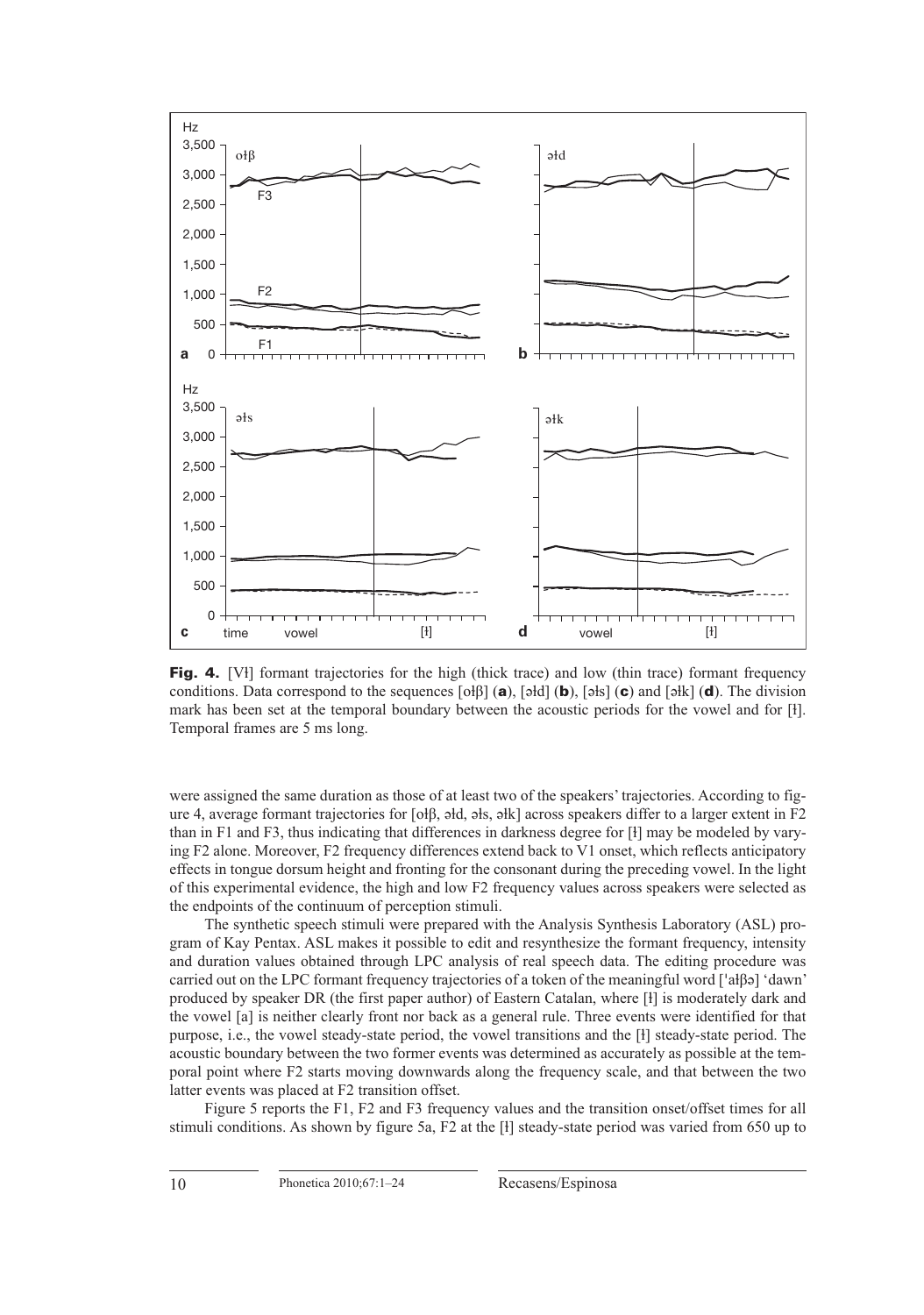**Fig. 4.** [Vɫ] formant trajectories for the high (thick trace) and low (thin trace) formant frequency conditions. Data correspond to the sequences [oɫβ] (**a**), [əɫd] (**b**), [əɫs] (**c**) and [əɫk] (**d**). The division mark has been set at the temporal boundary between the acoustic periods for the vowel and for [ɫ]. Temporal frames are 5 ms long.

were assigned the same duration as those of at least two of the speakers' trajectories. According to figure 4, average formant trajectories for [oɫβ, əɫd, əɫs, əɫk] across speakers differ to a larger extent in F2 than in F1 and F3, thus indicating that differences in darkness degree for [ɫ] may be modeled by varying F2 alone. Moreover, F2 frequency differences extend back to V1 onset, which reflects anticipatory effects in tongue dorsum height and fronting for the consonant during the preceding vowel. In the light of this experimental evidence, the high and low F2 frequency values across speakers were selected as the endpoints of the continuum of perception stimuli.

The synthetic speech stimuli were prepared with the Analysis Synthesis Laboratory (ASL) program of Kay Pentax. ASL makes it possible to edit and resynthesize the formant frequency, intensity and duration values obtained through LPC analysis of real speech data. The editing procedure was carried out on the LPC formant frequency trajectories of a token of the meaningful word ['aɫβə] 'dawn' produced by speaker DR (the first paper author) of Eastern Catalan, where [ɫ] is moderately dark and the vowel [a] is neither clearly front nor back as a general rule. Three events were identified for that purpose, i.e., the vowel steady-state period, the vowel transitions and the [ɫ] steady-state period. The acoustic boundary between the two former events was determined as accurately as possible at the temporal point where F2 starts moving downwards along the frequency scale, and that between the two latter events was placed at F2 transition offset.

Figure 5 reports the F1, F2 and F3 frequency values and the transition onset/offset times for all stimuli conditions. As shown by figure 5a, F2 at the [ɫ] steady-state period was varied from 650 up to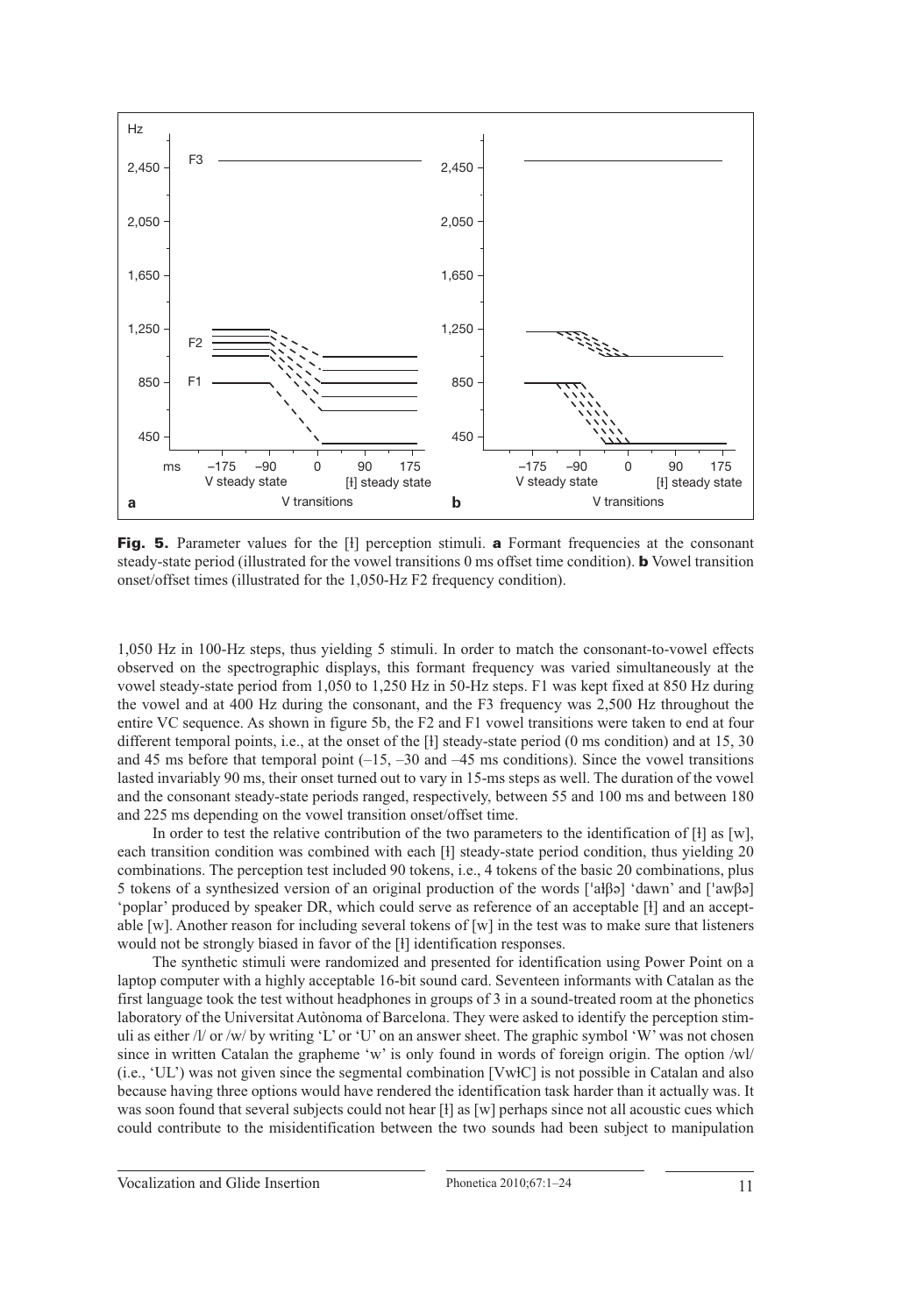**Fig. 5.** Parameter values for the [ɫ] perception stimuli. **a** Formant frequencies at the consonant steady-state period (illustrated for the vowel transitions 0 ms offset time condition). **b** Vowel transition onset/offset times (illustrated for the 1,050-Hz F2 frequency condition).

1,050 Hz in 100-Hz steps, thus yielding 5 stimuli. In order to match the consonant-to-vowel effects observed on the spectrographic displays, this formant frequency was varied simultaneously at the vowel steady-state period from 1,050 to 1,250 Hz in 50-Hz steps. F1 was kept fixed at 850 Hz during the vowel and at 400 Hz during the consonant, and the F3 frequency was 2,500 Hz throughout the entire VC sequence. As shown in figure 5b, the F2 and F1 vowel transitions were taken to end at four different temporal points, i.e., at the onset of the [ɫ] steady-state period (0 ms condition) and at 15, 30 and 45 ms before that temporal point (–15, –30 and –45 ms conditions). Since the vowel transitions lasted invariably 90 ms, their onset turned out to vary in 15-ms steps as well. The duration of the vowel and the consonant steady-state periods ranged, respectively, between 55 and 100 ms and between 180 and 225 ms depending on the vowel transition onset/offset time.

In order to test the relative contribution of the two parameters to the identification of [ɫ] as [w], each transition condition was combined with each [ɫ] steady-state period condition, thus yielding 20 combinations. The perception test included 90 tokens, i.e., 4 tokens of the basic 20 combinations, plus 5 tokens of a synthesized version of an original production of the words [ˈaɫβə] 'dawn' and [ˈawβə] 'poplar' produced by speaker DR, which could serve as reference of an acceptable [ɫ] and an acceptable [w]. Another reason for including several tokens of [w] in the test was to make sure that listeners would not be strongly biased in favor of the [ɫ] identification responses.

The synthetic stimuli were randomized and presented for identification using Power Point on a laptop computer with a highly acceptable 16-bit sound card. Seventeen informants with Catalan as the first language took the test without headphones in groups of 3 in a sound-treated room at the phonetics laboratory of the Universitat Autònoma of Barcelona. They were asked to identify the perception stimuli as either /l/ or /w/ by writing 'L' or 'U' on an answer sheet. The graphic symbol 'W' was not chosen since in written Catalan the grapheme 'w' is only found in words of foreign origin. The option /wl/ (i.e., 'UL') was not given since the segmental combination [VwɫC] is not possible in Catalan and also because having three options would have rendered the identification task harder than it actually was. It was soon found that several subjects could not hear [ɫ] as [w] perhaps since not all acoustic cues which could contribute to the misidentification between the two sounds had been subject to manipulation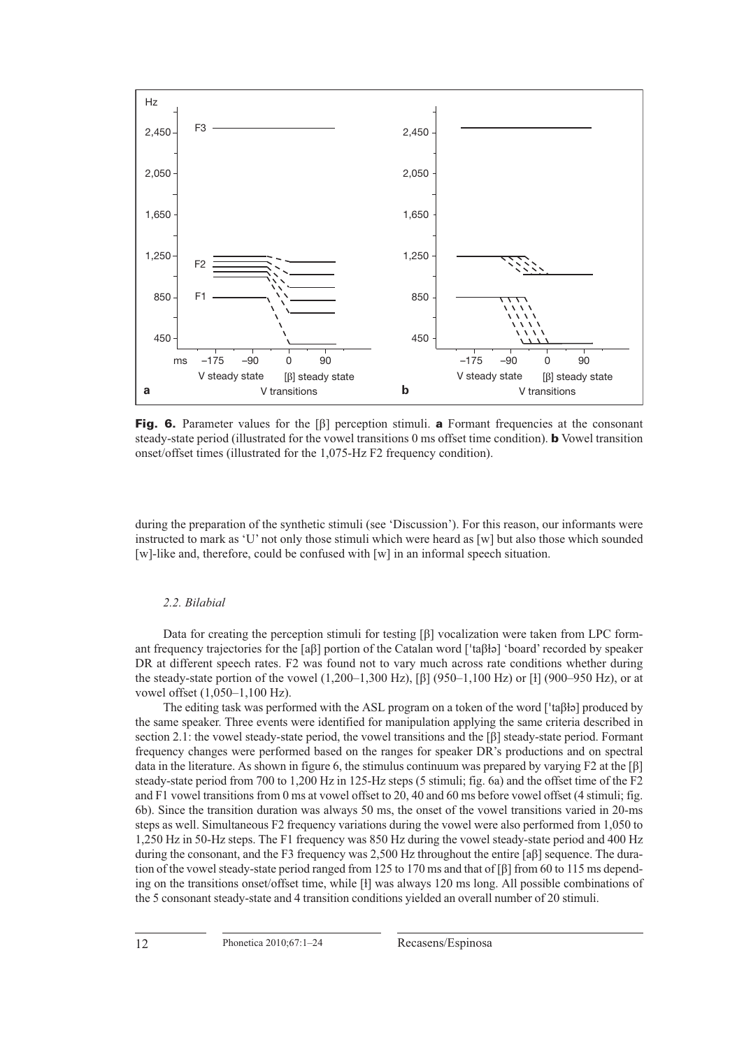**Fig. 6.** Parameter values for the [β] perception stimuli. **a** Formant frequencies at the consonant steady-state period (illustrated for the vowel transitions 0 ms offset time condition). **b** Vowel transition onset/offset times (illustrated for the 1,075-Hz F2 frequency condition).

during the preparation of the synthetic stimuli (see 'Discussion'). For this reason, our informants were instructed to mark as 'U' not only those stimuli which were heard as [w] but also those which sounded [w]-like and, therefore, could be confused with [w] in an informal speech situation.

### *2.2. Bilabial*

Data for creating the perception stimuli for testing [β] vocalization were taken from LPC formant frequency trajectories for the [aβ] portion of the Catalan word [ˈtaβɫə] 'board' recorded by speaker DR at different speech rates. F2 was found not to vary much across rate conditions whether during the steady-state portion of the vowel (1,200–1,300 Hz), [β] (950–1,100 Hz) or [ɫ] (900–950 Hz), or at vowel offset (1,050–1,100 Hz).

The editing task was performed with the ASL program on a token of the word [ˈtaβɫə] produced by the same speaker. Three events were identified for manipulation applying the same criteria described in section 2.1: the vowel steady-state period, the vowel transitions and the [β] steady-state period. Formant frequency changes were performed based on the ranges for speaker DR's productions and on spectral data in the literature. As shown in figure 6, the stimulus continuum was prepared by varying F2 at the [β] steady-state period from 700 to 1,200 Hz in 125-Hz steps (5 stimuli; fig. 6a) and the offset time of the F2 and F1 vowel transitions from 0 ms at vowel offset to 20, 40 and 60 ms before vowel offset (4 stimuli; fig. 6b). Since the transition duration was always 50 ms, the onset of the vowel transitions varied in 20-ms steps as well. Simultaneous F2 frequency variations during the vowel were also performed from 1,050 to 1,250 Hz in 50-Hz steps. The F1 frequency was 850 Hz during the vowel steady-state period and 400 Hz during the consonant, and the F3 frequency was 2,500 Hz throughout the entire [aβ] sequence. The duration of the vowel steady-state period ranged from 125 to 170 ms and that of [β] from 60 to 115 ms depending on the transitions onset/offset time, while [ɫ] was always 120 ms long. All possible combinations of the 5 consonant steady-state and 4 transition conditions yielded an overall number of 20 stimuli.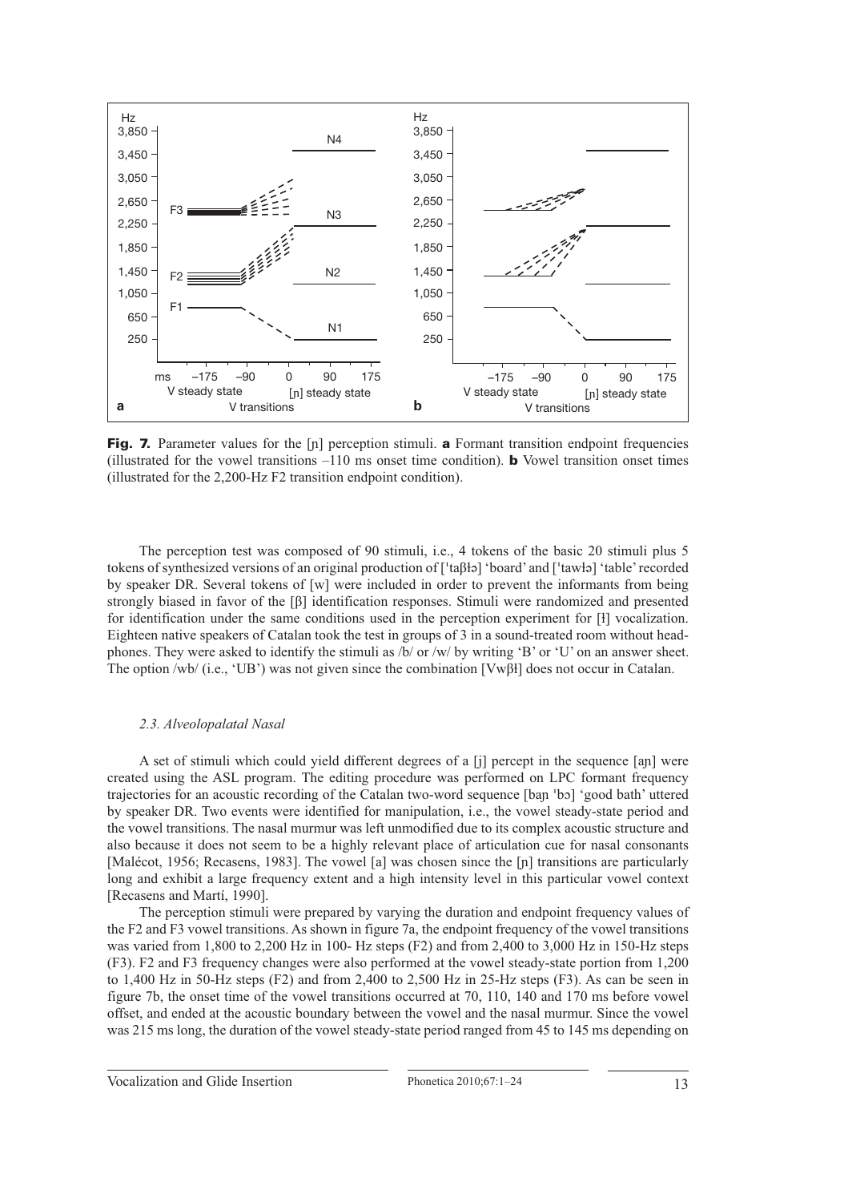**Fig. 7.** Parameter values for the [ɲ] perception stimuli. **a** Formant transition endpoint frequencies (illustrated for the vowel transitions –110 ms onset time condition). **b** Vowel transition onset times (illustrated for the 2,200-Hz F2 transition endpoint condition).

The perception test was composed of 90 stimuli, i.e., 4 tokens of the basic 20 stimuli plus 5 tokens of synthesized versions of an original production of [ˈtaβɫə] 'board' and [ˈtawɫə] 'table' recorded by speaker DR. Several tokens of [w] were included in order to prevent the informants from being strongly biased in favor of the [β] identification responses. Stimuli were randomized and presented for identification under the same conditions used in the perception experiment for [ɫ] vocalization. Eighteen native speakers of Catalan took the test in groups of 3 in a sound-treated room without headphones. They were asked to identify the stimuli as /b/ or /w/ by writing 'B' or 'U' on an answer sheet. The option /wb/ (i.e., 'UB') was not given since the combination [Vwβɫ] does not occur in Catalan.

### *2.3. Alveolopalatal Nasal*

A set of stimuli which could yield different degrees of a [j] percept in the sequence [aɲ] were created using the ASL program. The editing procedure was performed on LPC formant frequency trajectories for an acoustic recording of the Catalan two-word sequence [baɲ ˈbɔ] 'good bath' uttered by speaker DR. Two events were identified for manipulation, i.e., the vowel steady-state period and the vowel transitions. The nasal murmur was left unmodified due to its complex acoustic structure and also because it does not seem to be a highly relevant place of articulation cue for nasal consonants [Malécot, 1956; Recasens, 1983]. The vowel [a] was chosen since the [ɲ] transitions are particularly long and exhibit a large frequency extent and a high intensity level in this particular vowel context [Recasens and Martí, 1990].

The perception stimuli were prepared by varying the duration and endpoint frequency values of the F2 and F3 vowel transitions. As shown in figure 7a, the endpoint frequency of the vowel transitions was varied from 1,800 to 2,200 Hz in 100- Hz steps (F2) and from 2,400 to 3,000 Hz in 150-Hz steps (F3). F2 and F3 frequency changes were also performed at the vowel steady-state portion from 1,200 to 1,400 Hz in 50-Hz steps (F2) and from 2,400 to 2,500 Hz in 25-Hz steps (F3). As can be seen in figure 7b, the onset time of the vowel transitions occurred at 70, 110, 140 and 170 ms before vowel offset, and ended at the acoustic boundary between the vowel and the nasal murmur. Since the vowel was 215 ms long, the duration of the vowel steady-state period ranged from 45 to 145 ms depending on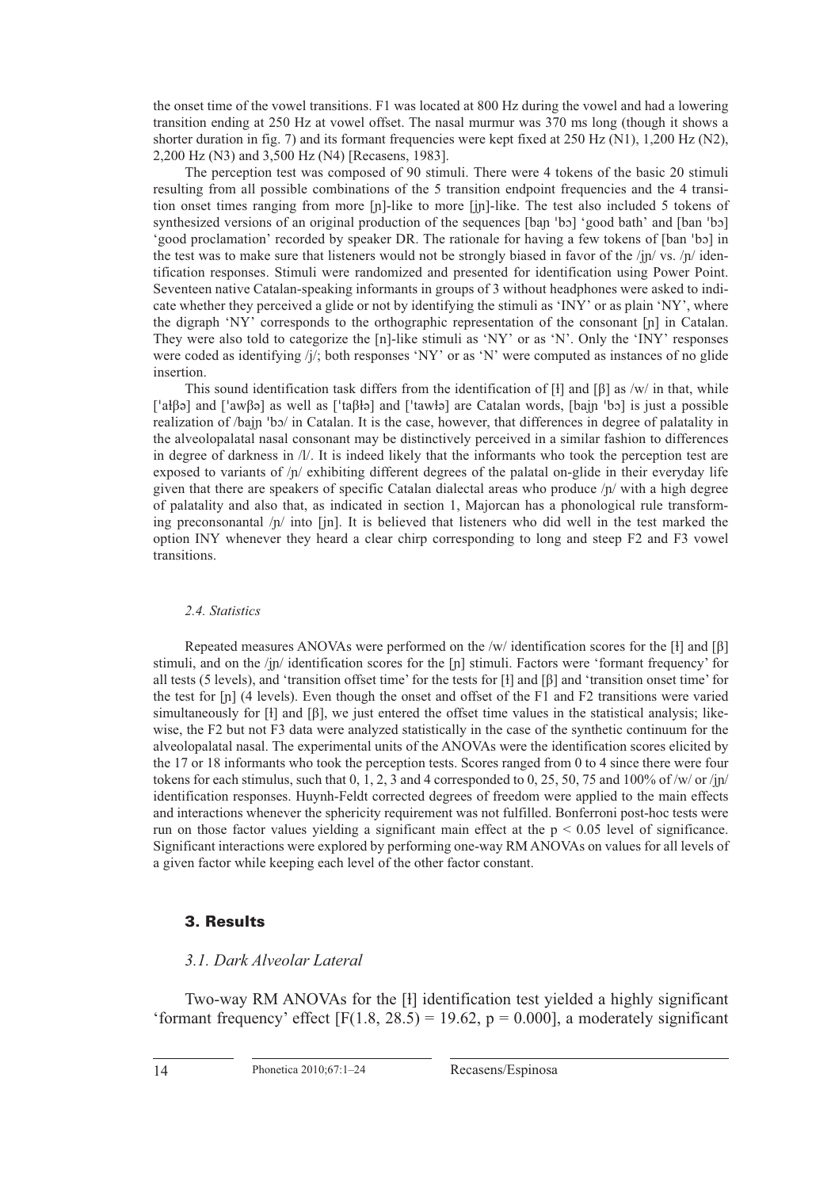the onset time of the vowel transitions. F1 was located at 800 Hz during the vowel and had a lowering transition ending at 250 Hz at vowel offset. The nasal murmur was 370 ms long (though it shows a shorter duration in fig. 7) and its formant frequencies were kept fixed at 250 Hz (N1), 1,200 Hz (N2), 2,200 Hz (N3) and 3,500 Hz (N4) [Recasens, 1983].

The perception test was composed of 90 stimuli. There were 4 tokens of the basic 20 stimuli resulting from all possible combinations of the 5 transition endpoint frequencies and the 4 transition onset times ranging from more [ɲ]-like to more [jɲ]-like. The test also included 5 tokens of synthesized versions of an original production of the sequences [baɲ ˈbɔ] 'good bath' and [ban ˈbɔ] 'good proclamation' recorded by speaker DR. The rationale for having a few tokens of [ban ˈbɔ] in the test was to make sure that listeners would not be strongly biased in favor of the /jɲ/ vs. /ɲ/ identification responses. Stimuli were randomized and presented for identification using Power Point. Seventeen native Catalan-speaking informants in groups of 3 without headphones were asked to indicate whether they perceived a glide or not by identifying the stimuli as 'INY' or as plain 'NY', where the digraph 'NY' corresponds to the orthographic representation of the consonant [ɲ] in Catalan. They were also told to categorize the [n]-like stimuli as 'NY' or as 'N'. Only the 'INY' responses were coded as identifying /j/; both responses 'NY' or as 'N' were computed as instances of no glide insertion.

This sound identification task differs from the identification of [ɫ] and [β] as /w/ in that, while [ˈaɫβə] and [ˈawβə] as well as [ˈtaβɫə] and [ˈtawɫə] are Catalan words, [bajɲ ˈbɔ] is just a possible realization of /bajɲ ˈbɔ/ in Catalan. It is the case, however, that differences in degree of palatality in the alveolopalatal nasal consonant may be distinctively perceived in a similar fashion to differences in degree of darkness in /l/. It is indeed likely that the informants who took the perception test are exposed to variants of /ɲ/ exhibiting different degrees of the palatal on-glide in their everyday life given that there are speakers of specific Catalan dialectal areas who produce /ɲ/ with a high degree of palatality and also that, as indicated in section 1, Majorcan has a phonological rule transforming preconsonantal /ɲ/ into [jn]. It is believed that listeners who did well in the test marked the option INY whenever they heard a clear chirp corresponding to long and steep F2 and F3 vowel transitions.

### *2.4. Statistics*

Repeated measures ANOVAs were performed on the /w/ identification scores for the [ɫ] and [β] stimuli, and on the /jɲ/ identification scores for the [ɲ] stimuli. Factors were 'formant frequency' for all tests (5 levels), and 'transition offset time' for the tests for [ɫ] and [β] and 'transition onset time' for the test for [ɲ] (4 levels). Even though the onset and offset of the F1 and F2 transitions were varied simultaneously for [ɫ] and [β], we just entered the offset time values in the statistical analysis; likewise, the F2 but not F3 data were analyzed statistically in the case of the synthetic continuum for the alveolopalatal nasal. The experimental units of the ANOVAs were the identification scores elicited by the 17 or 18 informants who took the perception tests. Scores ranged from 0 to 4 since there were four tokens for each stimulus, such that 0, 1, 2, 3 and 4 corresponded to 0, 25, 50, 75 and 100% of /w/ or /jɲ/ identification responses. Huynh-Feldt corrected degrees of freedom were applied to the main effects and interactions whenever the sphericity requirement was not fulfilled. Bonferroni post-hoc tests were run on those factor values yielding a significant main effect at the $p < 0.05$ level of significance. Significant interactions were explored by performing one-way RM ANOVAs on values for all levels of a given factor while keeping each level of the other factor constant.

## 3. Results

### *3.1. Dark Alveolar Lateral*

Two-way RM ANOVAs for the [ɫ] identification test yielded a highly significant 'formant frequency' effect [$F(1.8, 28.5) = 19.62$, $p = 0.000$], a moderately significant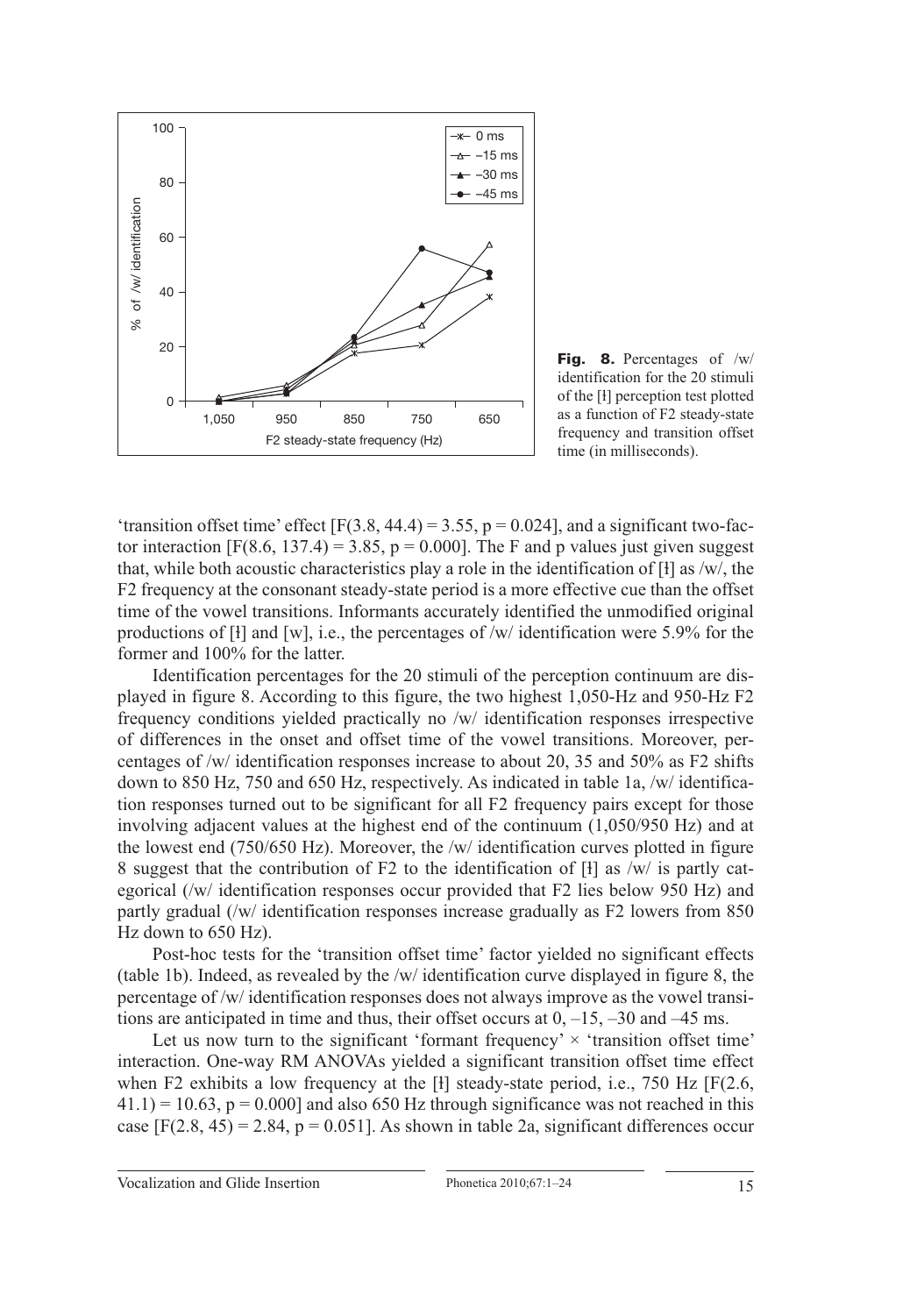**Fig. 8.** Percentages of /w/ identification for the 20 stimuli of the [ɫ] perception test plotted as a function of F2 steady-state frequency and transition offset time (in milliseconds).

'transition offset time' effect [$F(3.8, 44.4) = 3.55$, $p = 0.024$], and a significant two-factor interaction [$F(8.6, 137.4) = 3.85$, $p = 0.000$]. The F and p values just given suggest that, while both acoustic characteristics play a role in the identification of [ɫ] as /w/, the F2 frequency at the consonant steady-state period is a more effective cue than the offset time of the vowel transitions. Informants accurately identified the unmodified original productions of [ɫ] and [w], i.e., the percentages of /w/ identification were 5.9% for the former and 100% for the latter.

Identification percentages for the 20 stimuli of the perception continuum are displayed in figure 8. According to this figure, the two highest 1,050-Hz and 950-Hz F2 frequency conditions yielded practically no /w/ identification responses irrespective of differences in the onset and offset time of the vowel transitions. Moreover, percentages of /w/ identification responses increase to about 20, 35 and 50% as F2 shifts down to 850 Hz, 750 and 650 Hz, respectively. As indicated in table 1a, /w/ identification responses turned out to be significant for all F2 frequency pairs except for those involving adjacent values at the highest end of the continuum (1,050/950 Hz) and at the lowest end (750/650 Hz). Moreover, the /w/ identification curves plotted in figure 8 suggest that the contribution of F2 to the identification of [ɫ] as /w/ is partly categorical (/w/ identification responses occur provided that F2 lies below 950 Hz) and partly gradual (/w/ identification responses increase gradually as F2 lowers from 850 Hz down to 650 Hz).

Post-hoc tests for the 'transition offset time' factor yielded no significant effects (table 1b). Indeed, as revealed by the /w/ identification curve displayed in figure 8, the percentage of /w/ identification responses does not always improve as the vowel transitions are anticipated in time and thus, their offset occurs at 0, –15, –30 and –45 ms.

Let us now turn to the significant 'formant frequency' × 'transition offset time' interaction. One-way RM ANOVAs yielded a significant transition offset time effect when F2 exhibits a low frequency at the [ɫ] steady-state period, i.e., 750 Hz [$F(2.6, 41.1) = 10.63$, $p = 0.000$] and also 650 Hz through significance was not reached in this case [$F(2.8, 45) = 2.84$, $p = 0.051$]. As shown in table 2a, significant differences occur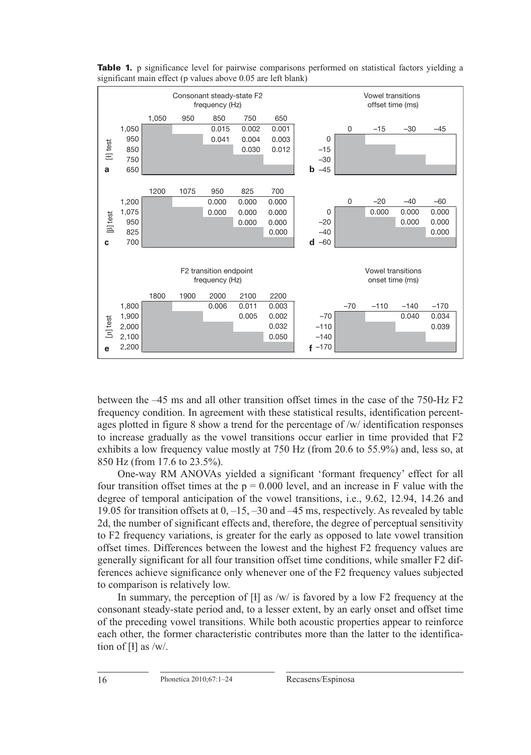**Table 1.** p significance level for pairwise comparisons performed on statistical factors yielding a significant main effect (p values above 0.05 are left blank)

**a** [ɫ] test — Consonant steady-state F2 frequency (Hz)

| | 1,050 | 950 | 850 | 750 | 650 |
|---|---|---|---|---|---|
| 1,050 | | | 0.015 | 0.002 | 0.001 |
| 950 | | | 0.041 | 0.004 | 0.003 |
| 850 | | | | 0.030 | 0.012 |
| 750 | | | | | |
| 650 | | | | | |

**b** [ɫ] test — Vowel transitions offset time (ms)

| | 0 | –15 | –30 | –45 |
|---|---|---|---|---|
| 0 | | | | |
| –15 | | | | |
| –30 | | | | |
| –45 | | | | |

**c** [β] test — Consonant steady-state F2 frequency (Hz)

| | 1200 | 1075 | 950 | 825 | 700 |
|---|---|---|---|---|---|
| 1,200 | | | 0.000 | 0.000 | 0.000 |
| 1,075 | | | 0.000 | 0.000 | 0.000 |
| 950 | | | | 0.000 | 0.000 |
| 825 | | | | | 0.000 |
| 700 | | | | | |

**d** [β] test — Vowel transitions offset time (ms)

| | 0 | –20 | –40 | –60 |
|---|---|---|---|---|
| 0 | | 0.000 | 0.000 | 0.000 |
| –20 | | | 0.000 | 0.000 |
| –40 | | | | 0.000 |
| –60 | | | | |

**e** [ɲ] test — F2 transition endpoint frequency (Hz)

| | 1800 | 1900 | 2000 | 2100 | 2200 |
|---|---|---|---|---|---|
| 1,800 | | | 0.006 | 0.011 | 0.003 |
| 1,900 | | | | 0.005 | 0.002 |
| 2,000 | | | | | 0.032 |
| 2,100 | | | | | 0.050 |
| 2,200 | | | | | |

**f** [ɲ] test — Vowel transitions onset time (ms)

| | –70 | –110 | –140 | –170 |
|---|---|---|---|---|
| –70 | | | 0.040 | 0.034 |
| –110 | | | | 0.039 |
| –140 | | | | |
| –170 | | | | |

between the –45 ms and all other transition offset times in the case of the 750-Hz F2 frequency condition. In agreement with these statistical results, identification percentages plotted in figure 8 show a trend for the percentage of /w/ identification responses to increase gradually as the vowel transitions occur earlier in time provided that F2 exhibits a low frequency value mostly at 750 Hz (from 20.6 to 55.9%) and, less so, at 850 Hz (from 17.6 to 23.5%).

One-way RM ANOVAs yielded a significant 'formant frequency' effect for all four transition offset times at the $p = 0.000$ level, and an increase in F value with the degree of temporal anticipation of the vowel transitions, i.e., 9.62, 12.94, 14.26 and 19.05 for transition offsets at 0, –15, –30 and –45 ms, respectively. As revealed by table 2d, the number of significant effects and, therefore, the degree of perceptual sensitivity to F2 frequency variations, is greater for the early as opposed to late vowel transition offset times. Differences between the lowest and the highest F2 frequency values are generally significant for all four transition offset time conditions, while smaller F2 differences achieve significance only whenever one of the F2 frequency values subjected to comparison is relatively low.

In summary, the perception of [ɫ] as /w/ is favored by a low F2 frequency at the consonant steady-state period and, to a lesser extent, by an early onset and offset time of the preceding vowel transitions. While both acoustic properties appear to reinforce each other, the former characteristic contributes more than the latter to the identification of [ɫ] as /w/.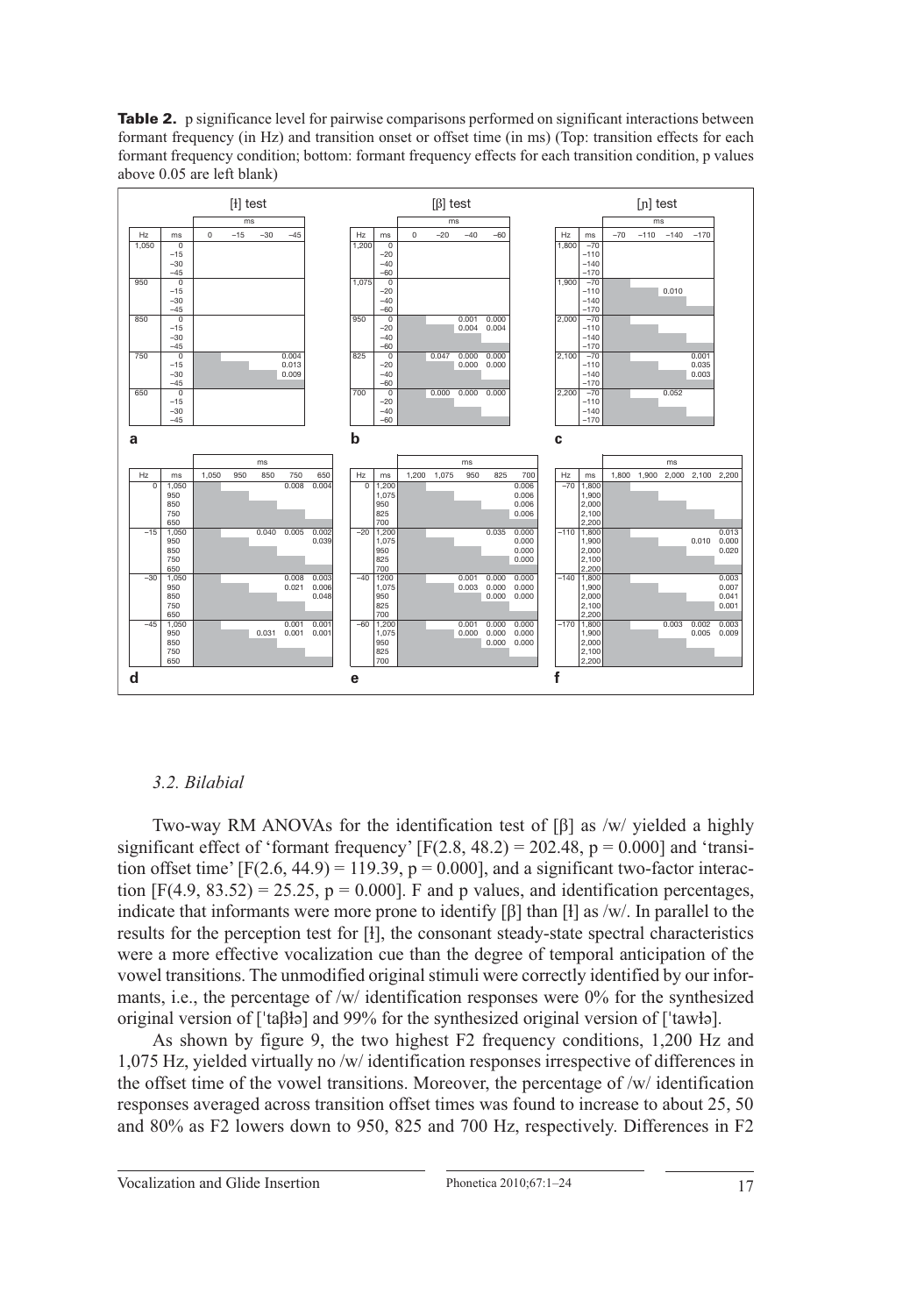**Table 2.** p significance level for pairwise comparisons performed on significant interactions between formant frequency (in Hz) and transition onset or offset time (in ms) (Top: transition effects for each formant frequency condition; bottom: formant frequency effects for each transition condition, p values above 0.05 are left blank)

**a** [ɫ] test

| Hz | ms | 0 | −15 | −30 | −45 |
|---|---|---|---|---|---|
| 1,050 | 0 | | | | |
| | −15 | | | | |
| | −30 | | | | |
| | −45 | | | | |
| 950 | 0 | | | | |
| | −15 | | | | |
| | −30 | | | | |
| | −45 | | | | |
| 850 | 0 | | | | |
| | −15 | | | | |
| | −30 | | | | |
| | −45 | | | | |
| 750 | 0 | | | | 0.004 |
| | −15 | | | | 0.013 |
| | −30 | | | | 0.009 |
| | −45 | | | | |
| 650 | 0 | | | | |
| | −15 | | | | |
| | −30 | | | | |
| | −45 | | | | |

**b** [β] test

| Hz | ms | 0 | −20 | −40 | −60 |
|---|---|---|---|---|---|
| 1,200 | 0 | | | | |
| | −20 | | | | |
| | −40 | | | | |
| | −60 | | | | |
| 1,075 | 0 | | | | |
| | −20 | | | | |
| | −40 | | | | |
| | −60 | | | | |
| 950 | 0 | | | 0.001 | 0.000 |
| | −20 | | | 0.004 | 0.004 |
| | −40 | | | | |
| | −60 | | | | |
| 825 | 0 | | 0.047 | 0.000 | 0.000 |
| | −20 | | | 0.000 | 0.000 |
| | −40 | | | | |
| | −60 | | | | |
| 700 | 0 | | 0.000 | 0.000 | 0.000 |
| | −20 | | | | |
| | −40 | | | | |
| | −60 | | | | |

**c** [ɲ] test

| Hz | ms | −70 | −110 | −140 | −170 |
|---|---|---|---|---|---|
| 1,800 | −70 | | | | |
| | −110 | | | | |
| | −140 | | | | |
| | −170 | | | | |
| 1,900 | −70 | | | | |
| | −110 | | | 0.010 | |
| | −140 | | | | |
| | −170 | | | | |
| 2,000 | −70 | | | | |
| | −110 | | | | |
| | −140 | | | | |
| | −170 | | | | |
| 2,100 | −70 | | | | 0.001 |
| | −110 | | | | 0.035 |
| | −140 | | | | 0.003 |
| | −170 | | | | |
| 2,200 | −70 | | | 0.052 | |
| | −110 | | | | |
| | −140 | | | | |
| | −170 | | | | |

**d**

| ms | Hz | 1,050 | 950 | 850 | 750 | 650 |
|---|---|---|---|---|---|---|
| 0 | 1,050 | | | | 0.008 | 0.004 |
| | 950 | | | | | |
| | 850 | | | | | |
| | 750 | | | | | |
| | 650 | | | | | |
| −15 | 1,050 | | | 0.040 | 0.005 | 0.002 |
| | 950 | | | | | 0.039 |
| | 850 | | | | | |
| | 750 | | | | | |
| | 650 | | | | | |
| −30 | 1,050 | | | | 0.008 | 0.003 |
| | 950 | | | | 0.021 | 0.006 |
| | 850 | | | | | 0.048 |
| | 750 | | | | | |
| | 650 | | | | | |
| −45 | 1,050 | | | | 0.001 | 0.001 |
| | 950 | | | 0.031 | 0.001 | 0.001 |
| | 850 | | | | | |
| | 750 | | | | | |
| | 650 | | | | | |

**e**

| ms | Hz | 1,200 | 1,075 | 950 | 825 | 700 |
|---|---|---|---|---|---|---|
| 0 | 1,200 | | | | | 0.006 |
| | 1,075 | | | | | 0.006 |
| | 950 | | | | | 0.006 |
| | 825 | | | | | 0.006 |
| | 700 | | | | | |
| −20 | 1,200 | | | | 0.035 | 0.000 |
| | 1,075 | | | | | 0.000 |
| | 950 | | | | | 0.000 |
| | 825 | | | | | 0.000 |
| | 700 | | | | | |
| −40 | 1200 | | | 0.001 | 0.000 | 0.000 |
| | 1,075 | | | 0.003 | 0.000 | 0.000 |
| | 950 | | | | 0.000 | 0.000 |
| | 825 | | | | | |
| | 700 | | | | | |
| −60 | 1,200 | | | 0.001 | 0.000 | 0.000 |
| | 1,075 | | | 0.000 | 0.000 | 0.000 |
| | 950 | | | | 0.000 | 0.000 |
| | 825 | | | | | |
| | 700 | | | | | |

**f**

| ms | Hz | 1,800 | 1,900 | 2,000 | 2,100 | 2,200 |
|---|---|---|---|---|---|---|
| −70 | 1,800 | | | | | |
| | 1,900 | | | | | |
| | 2,000 | | | | | |
| | 2,100 | | | | | |
| | 2,200 | | | | | |
| −110 | 1,800 | | | | | 0.013 |
| | 1,900 | | | | 0.010 | 0.000 |
| | 2,000 | | | | | 0.020 |
| | 2,100 | | | | | |
| | 2,200 | | | | | |
| −140 | 1,800 | | | | | 0.003 |
| | 1,900 | | | | | 0.007 |
| | 2,000 | | | | | 0.041 |
| | 2,100 | | | | | 0.001 |
| | 2,200 | | | | | |
| −170 | 1,800 | | | 0.003 | 0.002 | 0.003 |
| | 1,900 | | | | 0.005 | 0.009 |
| | 2,000 | | | | | |
| | 2,100 | | | | | |
| | 2,200 | | | | | |

### *3.2. Bilabial*

Two-way RM ANOVAs for the identification test of [β] as /w/ yielded a highly significant effect of 'formant frequency' [$F(2.8, 48.2) = 202.48$, $p = 0.000$] and 'transition offset time' [$F(2.6, 44.9) = 119.39$, $p = 0.000$], and a significant two-factor interaction [$F(4.9, 83.52) = 25.25$, $p = 0.000$]. F and p values, and identification percentages, indicate that informants were more prone to identify [β] than [ɫ] as /w/. In parallel to the results for the perception test for [ɫ], the consonant steady-state spectral characteristics were a more effective vocalization cue than the degree of temporal anticipation of the vowel transitions. The unmodified original stimuli were correctly identified by our informants, i.e., the percentage of /w/ identification responses were 0% for the synthesized original version of [ˈtaβɫə] and 99% for the synthesized original version of [ˈtawɫə].

As shown by figure 9, the two highest F2 frequency conditions, 1,200 Hz and 1,075 Hz, yielded virtually no /w/ identification responses irrespective of differences in the offset time of the vowel transitions. Moreover, the percentage of /w/ identification responses averaged across transition offset times was found to increase to about 25, 50 and 80% as F2 lowers down to 950, 825 and 700 Hz, respectively. Differences in F2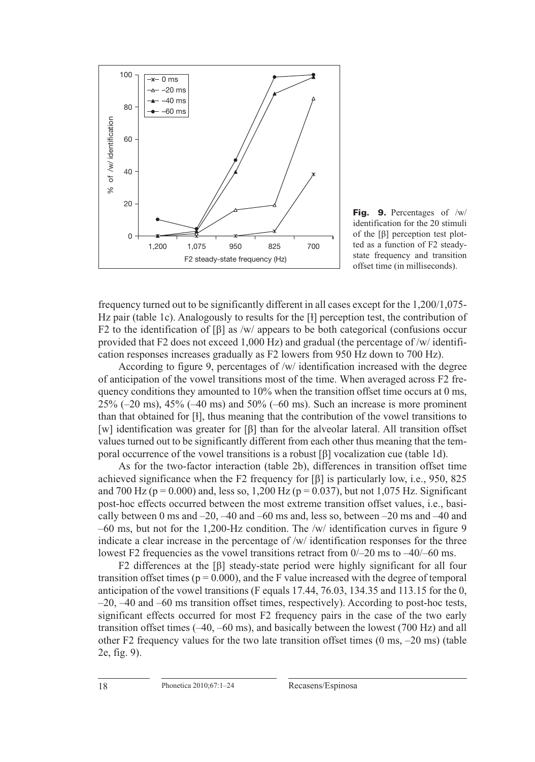Fig. 9. Percentages of /w/ identification for the 20 stimuli of the [β] perception test plotted as a function of F2 steady-state frequency and transition offset time (in milliseconds).

frequency turned out to be significantly different in all cases except for the 1,200/1,075-Hz pair (table 1c). Analogously to results for the [ɫ] perception test, the contribution of F2 to the identification of [β] as /w/ appears to be both categorical (confusions occur provided that F2 does not exceed 1,000 Hz) and gradual (the percentage of /w/ identification responses increases gradually as F2 lowers from 950 Hz down to 700 Hz).

According to figure 9, percentages of /w/ identification increased with the degree of anticipation of the vowel transitions most of the time. When averaged across F2 frequency conditions they amounted to 10% when the transition offset time occurs at 0 ms, 25% (–20 ms), 45% (–40 ms) and 50% (–60 ms). Such an increase is more prominent than that obtained for [ɫ], thus meaning that the contribution of the vowel transitions to [w] identification was greater for [β] than for the alveolar lateral. All transition offset values turned out to be significantly different from each other thus meaning that the temporal occurrence of the vowel transitions is a robust [β] vocalization cue (table 1d).

As for the two-factor interaction (table 2b), differences in transition offset time achieved significance when the F2 frequency for [β] is particularly low, i.e., 950, 825 and 700 Hz ($p = 0.000$) and, less so, 1,200 Hz ($p = 0.037$), but not 1,075 Hz. Significant post-hoc effects occurred between the most extreme transition offset values, i.e., basically between 0 ms and –20, –40 and –60 ms and, less so, between –20 ms and –40 and –60 ms, but not for the 1,200-Hz condition. The /w/ identification curves in figure 9 indicate a clear increase in the percentage of /w/ identification responses for the three lowest F2 frequencies as the vowel transitions retract from 0/–20 ms to –40/–60 ms.

F2 differences at the [β] steady-state period were highly significant for all four transition offset times ($p = 0.000$), and the F value increased with the degree of temporal anticipation of the vowel transitions (F equals 17.44, 76.03, 134.35 and 113.15 for the 0, –20, –40 and –60 ms transition offset times, respectively). According to post-hoc tests, significant effects occurred for most F2 frequency pairs in the case of the two early transition offset times (–40, –60 ms), and basically between the lowest (700 Hz) and all other F2 frequency values for the two late transition offset times (0 ms, –20 ms) (table 2e, fig. 9).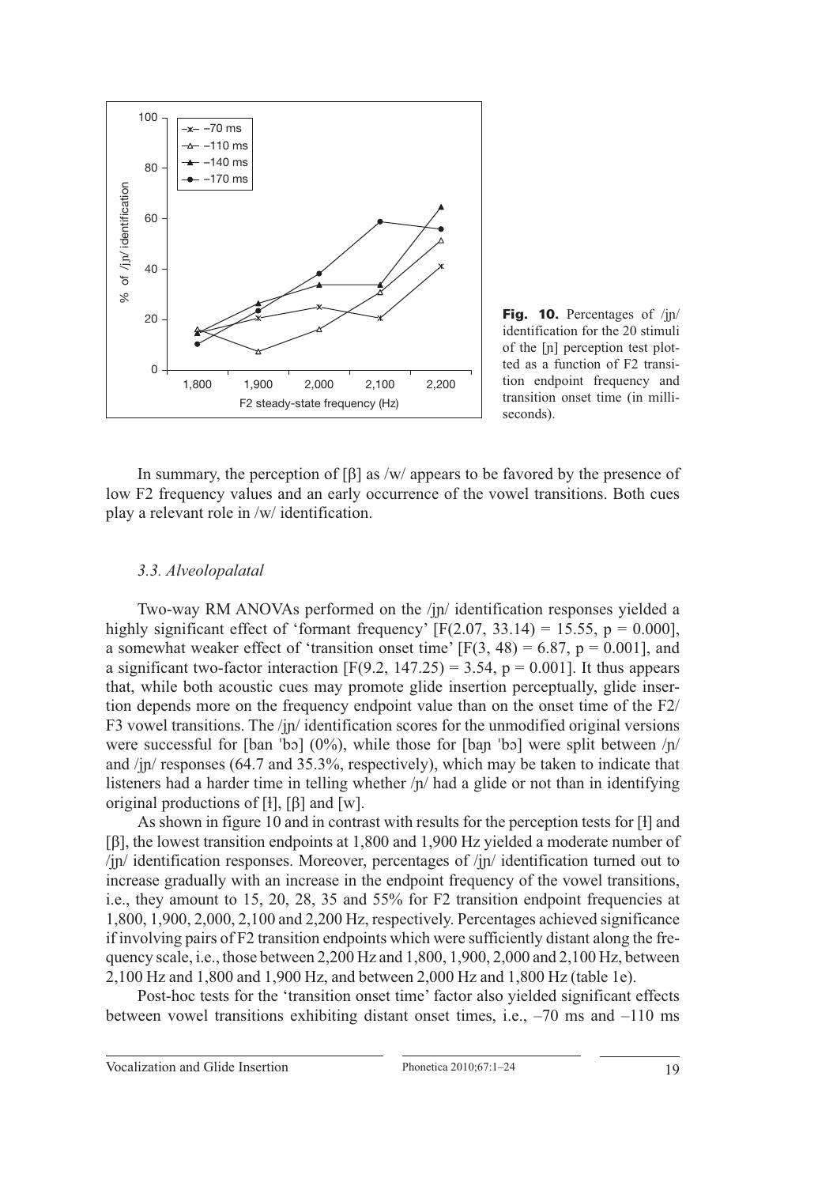Fig. 10. Percentages of /jɲ/ identification for the 20 stimuli of the [ɲ] perception test plotted as a function of F2 transition endpoint frequency and transition onset time (in milliseconds).

In summary, the perception of [β] as /w/ appears to be favored by the presence of low F2 frequency values and an early occurrence of the vowel transitions. Both cues play a relevant role in /w/ identification.

### *3.3. Alveolopalatal*

Two-way RM ANOVAs performed on the /jɲ/ identification responses yielded a highly significant effect of 'formant frequency' [$F(2.07, 33.14) = 15.55$, $p = 0.000$], a somewhat weaker effect of 'transition onset time' [$F(3, 48) = 6.87$, $p = 0.001$], and a significant two-factor interaction [$F(9.2, 147.25) = 3.54$, $p = 0.001$]. It thus appears that, while both acoustic cues may promote glide insertion perceptually, glide insertion depends more on the frequency endpoint value than on the onset time of the F2/F3 vowel transitions. The /jɲ/ identification scores for the unmodified original versions were successful for [ban 'bɔ] (0%), while those for [baɲ 'bɔ] were split between /ɲ/ and /jɲ/ responses (64.7 and 35.3%, respectively), which may be taken to indicate that listeners had a harder time in telling whether /ɲ/ had a glide or not than in identifying original productions of [ɫ], [β] and [w].

As shown in figure 10 and in contrast with results for the perception tests for [ɫ] and [β], the lowest transition endpoints at 1,800 and 1,900 Hz yielded a moderate number of /jɲ/ identification responses. Moreover, percentages of /jɲ/ identification turned out to increase gradually with an increase in the endpoint frequency of the vowel transitions, i.e., they amount to 15, 20, 28, 35 and 55% for F2 transition endpoint frequencies at 1,800, 1,900, 2,000, 2,100 and 2,200 Hz, respectively. Percentages achieved significance if involving pairs of F2 transition endpoints which were sufficiently distant along the frequency scale, i.e., those between 2,200 Hz and 1,800, 1,900, 2,000 and 2,100 Hz, between 2,100 Hz and 1,800 and 1,900 Hz, and between 2,000 Hz and 1,800 Hz (table 1e).

Post-hoc tests for the 'transition onset time' factor also yielded significant effects between vowel transitions exhibiting distant onset times, i.e., –70 ms and –110 ms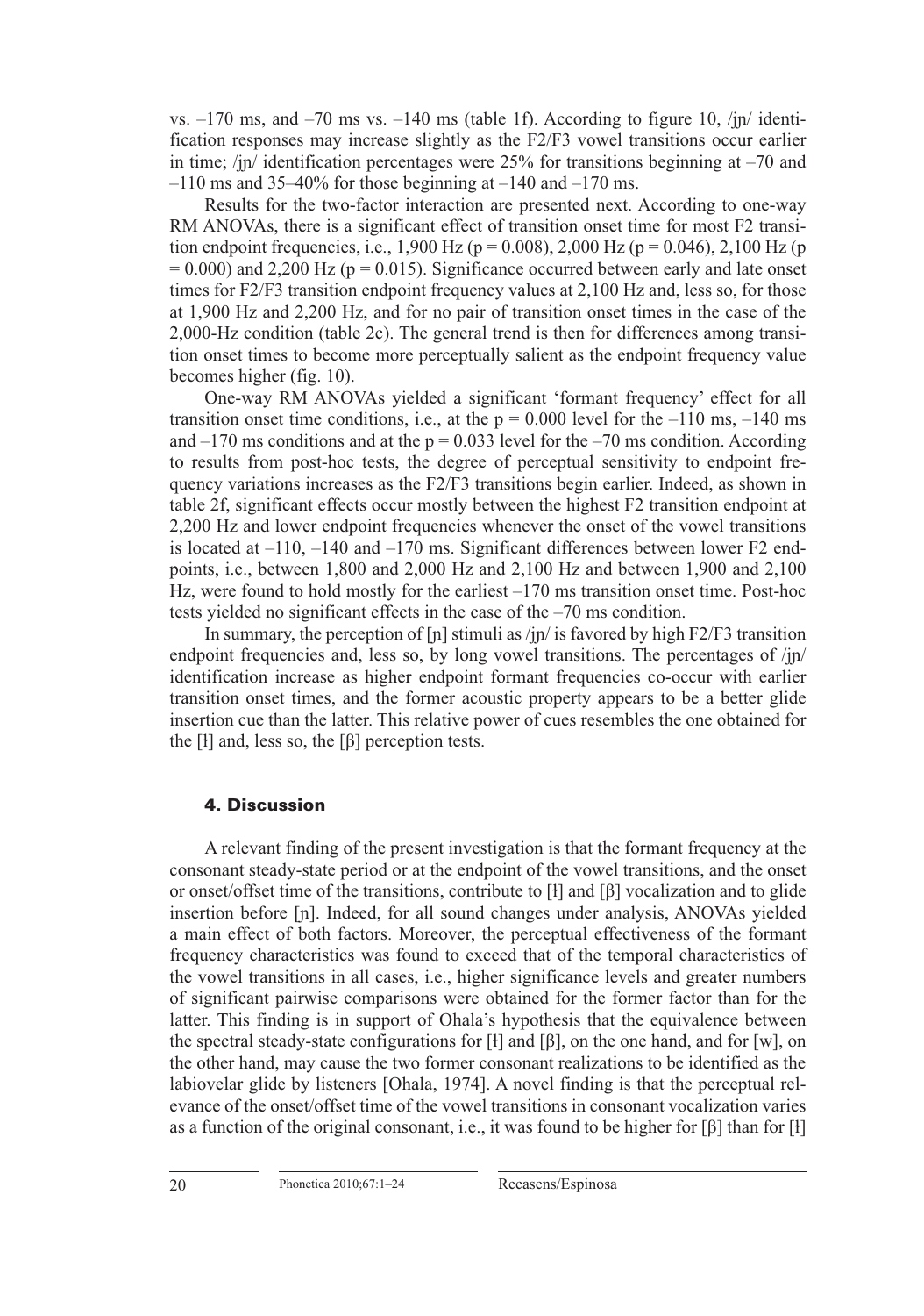vs. –170 ms, and –70 ms vs. –140 ms (table 1f). According to figure 10, /jɲ/ identification responses may increase slightly as the F2/F3 vowel transitions occur earlier in time; /jɲ/ identification percentages were 25% for transitions beginning at –70 and –110 ms and 35–40% for those beginning at –140 and –170 ms.

Results for the two-factor interaction are presented next. According to one-way RM ANOVAs, there is a significant effect of transition onset time for most F2 transition endpoint frequencies, i.e., 1,900 Hz ($p = 0.008$), 2,000 Hz ($p = 0.046$), 2,100 Hz ($p = 0.000$) and 2,200 Hz ($p = 0.015$). Significance occurred between early and late onset times for F2/F3 transition endpoint frequency values at 2,100 Hz and, less so, for those at 1,900 Hz and 2,200 Hz, and for no pair of transition onset times in the case of the 2,000-Hz condition (table 2c). The general trend is then for differences among transition onset times to become more perceptually salient as the endpoint frequency value becomes higher (fig. 10).

One-way RM ANOVAs yielded a significant 'formant frequency' effect for all transition onset time conditions, i.e., at the $p = 0.000$ level for the –110 ms, –140 ms and –170 ms conditions and at the $p = 0.033$ level for the –70 ms condition. According to results from post-hoc tests, the degree of perceptual sensitivity to endpoint frequency variations increases as the F2/F3 transitions begin earlier. Indeed, as shown in table 2f, significant effects occur mostly between the highest F2 transition endpoint at 2,200 Hz and lower endpoint frequencies whenever the onset of the vowel transitions is located at –110, –140 and –170 ms. Significant differences between lower F2 endpoints, i.e., between 1,800 and 2,000 Hz and 2,100 Hz and between 1,900 and 2,100 Hz, were found to hold mostly for the earliest –170 ms transition onset time. Post-hoc tests yielded no significant effects in the case of the –70 ms condition.

In summary, the perception of [ɲ] stimuli as /jɲ/ is favored by high F2/F3 transition endpoint frequencies and, less so, by long vowel transitions. The percentages of /jɲ/ identification increase as higher endpoint formant frequencies co-occur with earlier transition onset times, and the former acoustic property appears to be a better glide insertion cue than the latter. This relative power of cues resembles the one obtained for the [ɫ] and, less so, the [β] perception tests.

## 4. Discussion

A relevant finding of the present investigation is that the formant frequency at the consonant steady-state period or at the endpoint of the vowel transitions, and the onset or onset/offset time of the transitions, contribute to [ɫ] and [β] vocalization and to glide insertion before [ɲ]. Indeed, for all sound changes under analysis, ANOVAs yielded a main effect of both factors. Moreover, the perceptual effectiveness of the formant frequency characteristics was found to exceed that of the temporal characteristics of the vowel transitions in all cases, i.e., higher significance levels and greater numbers of significant pairwise comparisons were obtained for the former factor than for the latter. This finding is in support of Ohala's hypothesis that the equivalence between the spectral steady-state configurations for [ɫ] and [β], on the one hand, and for [w], on the other hand, may cause the two former consonant realizations to be identified as the labiovelar glide by listeners [Ohala, 1974]. A novel finding is that the perceptual relevance of the onset/offset time of the vowel transitions in consonant vocalization varies as a function of the original consonant, i.e., it was found to be higher for [β] than for [ɫ]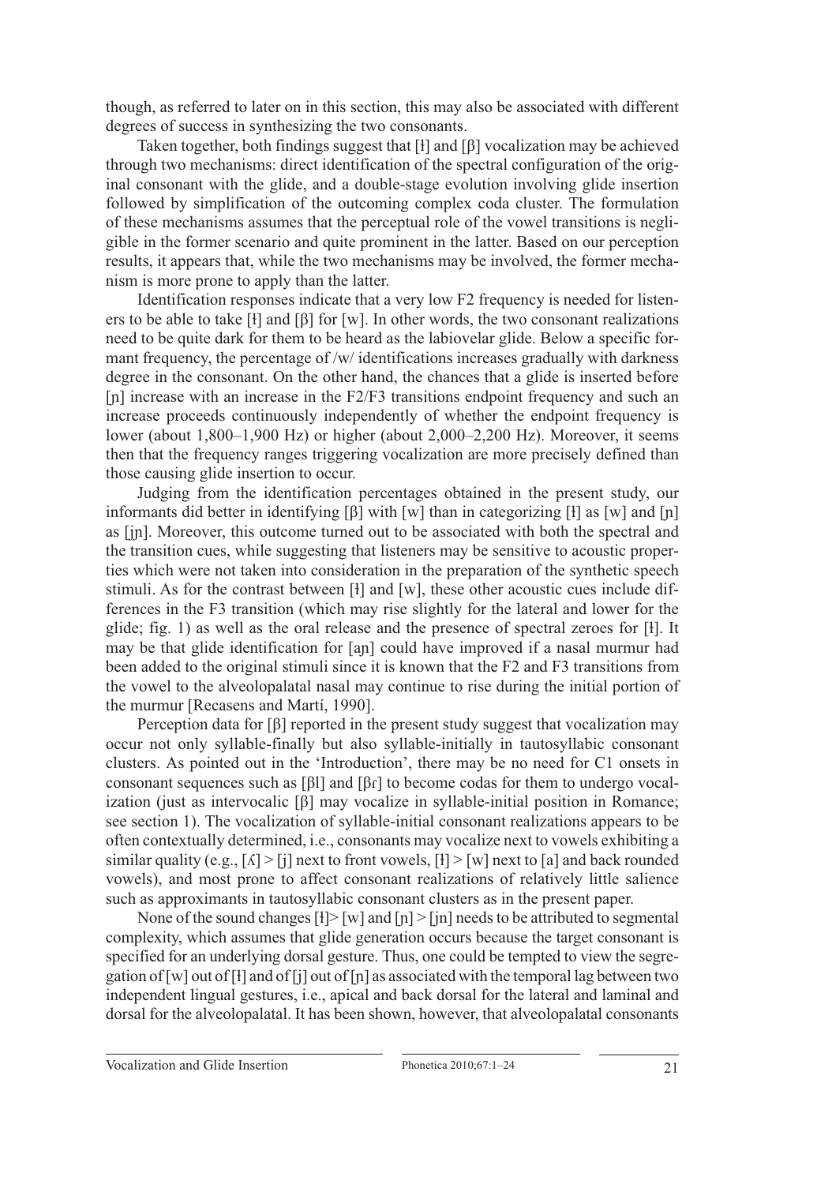though, as referred to later on in this section, this may also be associated with different degrees of success in synthesizing the two consonants.

Taken together, both findings suggest that [ɫ] and [β] vocalization may be achieved through two mechanisms: direct identification of the spectral configuration of the original consonant with the glide, and a double-stage evolution involving glide insertion followed by simplification of the outcoming complex coda cluster. The formulation of these mechanisms assumes that the perceptual role of the vowel transitions is negligible in the former scenario and quite prominent in the latter. Based on our perception results, it appears that, while the two mechanisms may be involved, the former mechanism is more prone to apply than the latter.

Identification responses indicate that a very low F2 frequency is needed for listeners to be able to take [ɫ] and [β] for [w]. In other words, the two consonant realizations need to be quite dark for them to be heard as the labiovelar glide. Below a specific formant frequency, the percentage of /w/ identifications increases gradually with darkness degree in the consonant. On the other hand, the chances that a glide is inserted before [ɲ] increase with an increase in the F2/F3 transitions endpoint frequency and such an increase proceeds continuously independently of whether the endpoint frequency is lower (about 1,800–1,900 Hz) or higher (about 2,000–2,200 Hz). Moreover, it seems then that the frequency ranges triggering vocalization are more precisely defined than those causing glide insertion to occur.

Judging from the identification percentages obtained in the present study, our informants did better in identifying [β] with [w] than in categorizing [ɫ] as [w] and [ɲ] as [jɲ]. Moreover, this outcome turned out to be associated with both the spectral and the transition cues, while suggesting that listeners may be sensitive to acoustic properties which were not taken into consideration in the preparation of the synthetic speech stimuli. As for the contrast between [ɫ] and [w], these other acoustic cues include differences in the F3 transition (which may rise slightly for the lateral and lower for the glide; fig. 1) as well as the oral release and the presence of spectral zeroes for [ɫ]. It may be that glide identification for [aɲ] could have improved if a nasal murmur had been added to the original stimuli since it is known that the F2 and F3 transitions from the vowel to the alveolopalatal nasal may continue to rise during the initial portion of the murmur [Recasens and Martí, 1990].

Perception data for [β] reported in the present study suggest that vocalization may occur not only syllable-finally but also syllable-initially in tautosyllabic consonant clusters. As pointed out in the 'Introduction', there may be no need for C1 onsets in consonant sequences such as [βl] and [βɾ] to become codas for them to undergo vocalization (just as intervocalic [β] may vocalize in syllable-initial position in Romance; see section 1). The vocalization of syllable-initial consonant realizations appears to be often contextually determined, i.e., consonants may vocalize next to vowels exhibiting a similar quality (e.g., [ʎ] > [j] next to front vowels, [ɫ] > [w] next to [a] and back rounded vowels), and most prone to affect consonant realizations of relatively little salience such as approximants in tautosyllabic consonant clusters as in the present paper.

None of the sound changes [ɫ]> [w] and [ɲ] > [jɲ] needs to be attributed to segmental complexity, which assumes that glide generation occurs because the target consonant is specified for an underlying dorsal gesture. Thus, one could be tempted to view the segregation of [w] out of [ɫ] and of [j] out of [ɲ] as associated with the temporal lag between two independent lingual gestures, i.e., apical and back dorsal for the lateral and laminal and dorsal for the alveolopalatal. It has been shown, however, that alveolopalatal consonants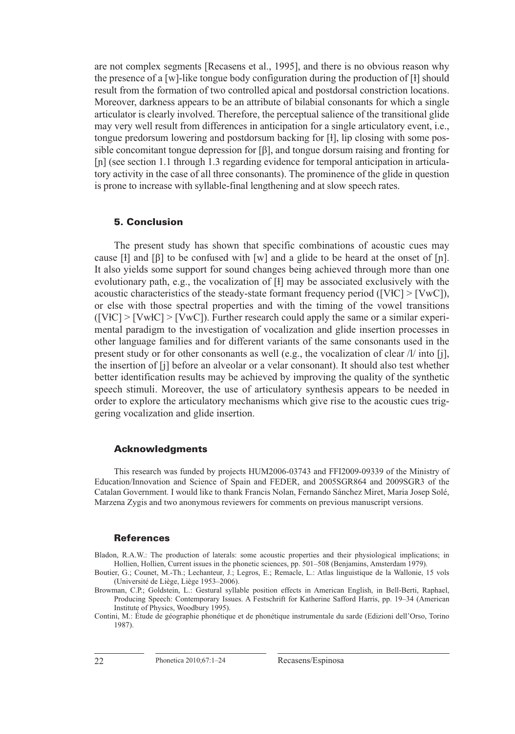are not complex segments [Recasens et al., 1995], and there is no obvious reason why the presence of a [w]-like tongue body configuration during the production of [ɫ] should result from the formation of two controlled apical and postdorsal constriction locations. Moreover, darkness appears to be an attribute of bilabial consonants for which a single articulator is clearly involved. Therefore, the perceptual salience of the transitional glide may very well result from differences in anticipation for a single articulatory event, i.e., tongue predorsum lowering and postdorsum backing for [ɫ], lip closing with some possible concomitant tongue depression for [β], and tongue dorsum raising and fronting for [ɲ] (see section 1.1 through 1.3 regarding evidence for temporal anticipation in articulatory activity in the case of all three consonants). The prominence of the glide in question is prone to increase with syllable-final lengthening and at slow speech rates.

## 5. Conclusion

The present study has shown that specific combinations of acoustic cues may cause [ɫ] and [β] to be confused with [w] and a glide to be heard at the onset of [ɲ]. It also yields some support for sound changes being achieved through more than one evolutionary path, e.g., the vocalization of [ɫ] may be associated exclusively with the acoustic characteristics of the steady-state formant frequency period ([VɫC] > [VwC]), or else with those spectral properties and with the timing of the vowel transitions ([VɫC] > [VwɫC] > [VwC]). Further research could apply the same or a similar experimental paradigm to the investigation of vocalization and glide insertion processes in other language families and for different variants of the same consonants used in the present study or for other consonants as well (e.g., the vocalization of clear /l/ into [j], the insertion of [j] before an alveolar or a velar consonant). It should also test whether better identification results may be achieved by improving the quality of the synthetic speech stimuli. Moreover, the use of articulatory synthesis appears to be needed in order to explore the articulatory mechanisms which give rise to the acoustic cues triggering vocalization and glide insertion.

## Acknowledgments

This research was funded by projects HUM2006-03743 and FFI2009-09339 of the Ministry of Education/Innovation and Science of Spain and FEDER, and 2005SGR864 and 2009SGR3 of the Catalan Government. I would like to thank Francis Nolan, Fernando Sánchez Miret, Maria Josep Solé, Marzena Zygis and two anonymous reviewers for comments on previous manuscript versions.

## References

Bladon, R.A.W.: The production of laterals: some acoustic properties and their physiological implications; in Hollien, Hollien, Current issues in the phonetic sciences, pp. 501–508 (Benjamins, Amsterdam 1979).

Boutier, G.; Counet, M.-Th.; Lechanteur, J.; Legros, E.; Remacle, L.: Atlas linguistique de la Wallonie, 15 vols (Université de Liège, Liège 1953–2006).

Browman, C.P.; Goldstein, L.: Gestural syllable position effects in American English, in Bell-Berti, Raphael, Producing Speech: Contemporary Issues. A Festschrift for Katherine Safford Harris, pp. 19–34 (American Institute of Physics, Woodbury 1995).

Contini, M.: Étude de géographie phonétique et de phonétique instrumentale du sarde (Edizioni dell'Orso, Torino 1987).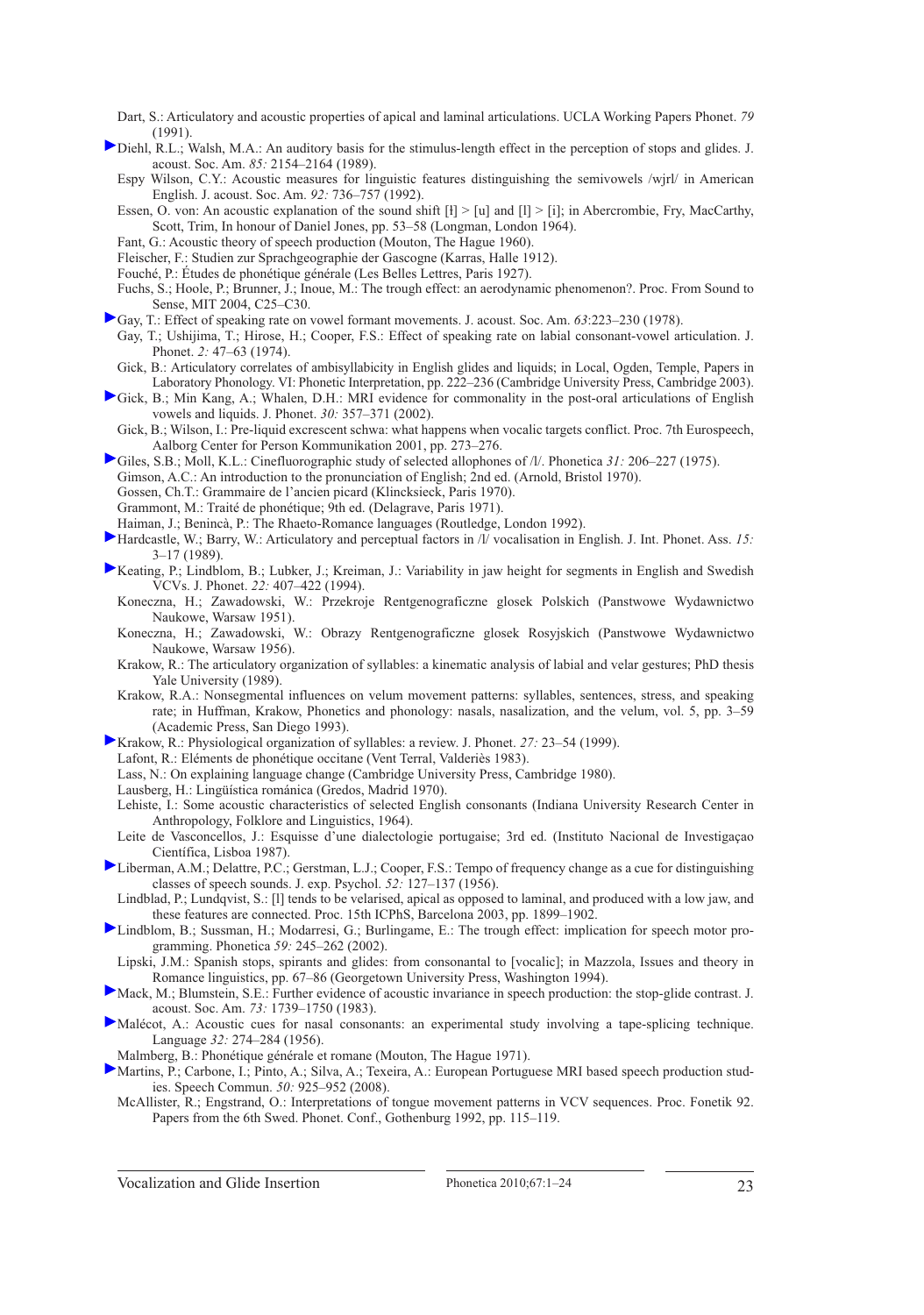Dart, S.: Articulatory and acoustic properties of apical and laminal articulations. UCLA Working Papers Phonet. *79* (1991).

Diehl, R.L.; Walsh, M.A.: An auditory basis for the stimulus-length effect in the perception of stops and glides. J. acoust. Soc. Am. *85:* 2154–2164 (1989).

Espy Wilson, C.Y.: Acoustic measures for linguistic features distinguishing the semivowels /wjrl/ in American English. J. acoust. Soc. Am. *92:* 736–757 (1992).

Essen, O. von: An acoustic explanation of the sound shift [ɫ] > [u] and [l] > [i]; in Abercrombie, Fry, MacCarthy, Scott, Trim, In honour of Daniel Jones, pp. 53–58 (Longman, London 1964).

Fant, G.: Acoustic theory of speech production (Mouton, The Hague 1960).

Fleischer, F.: Studien zur Sprachgeographie der Gascogne (Karras, Halle 1912).

Fouché, P.: Études de phonétique générale (Les Belles Lettres, Paris 1927).

Fuchs, S.; Hoole, P.; Brunner, J.; Inoue, M.: The trough effect: an aerodynamic phenomenon?. Proc. From Sound to Sense, MIT 2004, C25–C30.

Gay, T.: Effect of speaking rate on vowel formant movements. J. acoust. Soc. Am. *63*:223–230 (1978).

Gay, T.; Ushijima, T.; Hirose, H.; Cooper, F.S.: Effect of speaking rate on labial consonant-vowel articulation. J. Phonet. *2:* 47–63 (1974).

Gick, B.: Articulatory correlates of ambisyllabicity in English glides and liquids; in Local, Ogden, Temple, Papers in Laboratory Phonology. VI: Phonetic Interpretation, pp. 222–236 (Cambridge University Press, Cambridge 2003).

Gick, B.; Min Kang, A.; Whalen, D.H.: MRI evidence for commonality in the post-oral articulations of English vowels and liquids. J. Phonet. *30:* 357–371 (2002).

Gick, B.; Wilson, I.: Pre-liquid excrescent schwa: what happens when vocalic targets conflict. Proc. 7th Eurospeech, Aalborg Center for Person Kommunikation 2001, pp. 273–276.

Giles, S.B.; Moll, K.L.: Cinefluorographic study of selected allophones of /l/. Phonetica *31:* 206–227 (1975).

Gimson, A.C.: An introduction to the pronunciation of English; 2nd ed. (Arnold, Bristol 1970).

Gossen, Ch.T.: Grammaire de l'ancien picard (Klincksieck, Paris 1970).

Grammont, M.: Traité de phonétique; 9th ed. (Delagrave, Paris 1971).

Haiman, J.; Benincà, P.: The Rhaeto-Romance languages (Routledge, London 1992).

Hardcastle, W.; Barry, W.: Articulatory and perceptual factors in /l/ vocalisation in English. J. Int. Phonet. Ass. *15:* 3–17 (1989).

Keating, P.; Lindblom, B.; Lubker, J.; Kreiman, J.: Variability in jaw height for segments in English and Swedish VCVs. J. Phonet. *22:* 407–422 (1994).

Koneczna, H.; Zawadowski, W.: Przekroje Rentgenograficzne glosek Polskich (Panstwowe Wydawnictwo Naukowe, Warsaw 1951).

Koneczna, H.; Zawadowski, W.: Obrazy Rentgenograficzne glosek Rosyjskich (Panstwowe Wydawnictwo Naukowe, Warsaw 1956).

Krakow, R.: The articulatory organization of syllables: a kinematic analysis of labial and velar gestures; PhD thesis Yale University (1989).

Krakow, R.A.: Nonsegmental influences on velum movement patterns: syllables, sentences, stress, and speaking rate; in Huffman, Krakow, Phonetics and phonology: nasals, nasalization, and the velum, vol. 5, pp. 3–59 (Academic Press, San Diego 1993).

Krakow, R.: Physiological organization of syllables: a review. J. Phonet. *27:* 23–54 (1999).

Lafont, R.: Eléments de phonétique occitane (Vent Terral, Valderiès 1983).

Lass, N.: On explaining language change (Cambridge University Press, Cambridge 1980).

Lausberg, H.: Lingüística románica (Gredos, Madrid 1970).

Lehiste, I.: Some acoustic characteristics of selected English consonants (Indiana University Research Center in Anthropology, Folklore and Linguistics, 1964).

Leite de Vasconcellos, J.: Esquisse d'une dialectologie portugaise; 3rd ed. (Instituto Nacional de Investigaçao Científica, Lisboa 1987).

Liberman, A.M.; Delattre, P.C.; Gerstman, L.J.; Cooper, F.S.: Tempo of frequency change as a cue for distinguishing classes of speech sounds. J. exp. Psychol. *52:* 127–137 (1956).

Lindblad, P.; Lundqvist, S.: [l] tends to be velarised, apical as opposed to laminal, and produced with a low jaw, and these features are connected. Proc. 15th ICPhS, Barcelona 2003, pp. 1899–1902.

Lindblom, B.; Sussman, H.; Modarresi, G.; Burlingame, E.: The trough effect: implication for speech motor programming. Phonetica *59:* 245–262 (2002).

Lipski, J.M.: Spanish stops, spirants and glides: from consonantal to [vocalic]; in Mazzola, Issues and theory in Romance linguistics, pp. 67–86 (Georgetown University Press, Washington 1994).

Mack, M.; Blumstein, S.E.: Further evidence of acoustic invariance in speech production: the stop-glide contrast. J. acoust. Soc. Am. *73:* 1739–1750 (1983).

Malécot, A.: Acoustic cues for nasal consonants: an experimental study involving a tape-splicing technique. Language *32:* 274–284 (1956).

Malmberg, B.: Phonétique générale et romane (Mouton, The Hague 1971).

Martins, P.; Carbone, I.; Pinto, A.; Silva, A.; Texeira, A.: European Portuguese MRI based speech production studies. Speech Commun. *50:* 925–952 (2008).

McAllister, R.; Engstrand, O.: Interpretations of tongue movement patterns in VCV sequences. Proc. Fonetik 92. Papers from the 6th Swed. Phonet. Conf., Gothenburg 1992, pp. 115–119.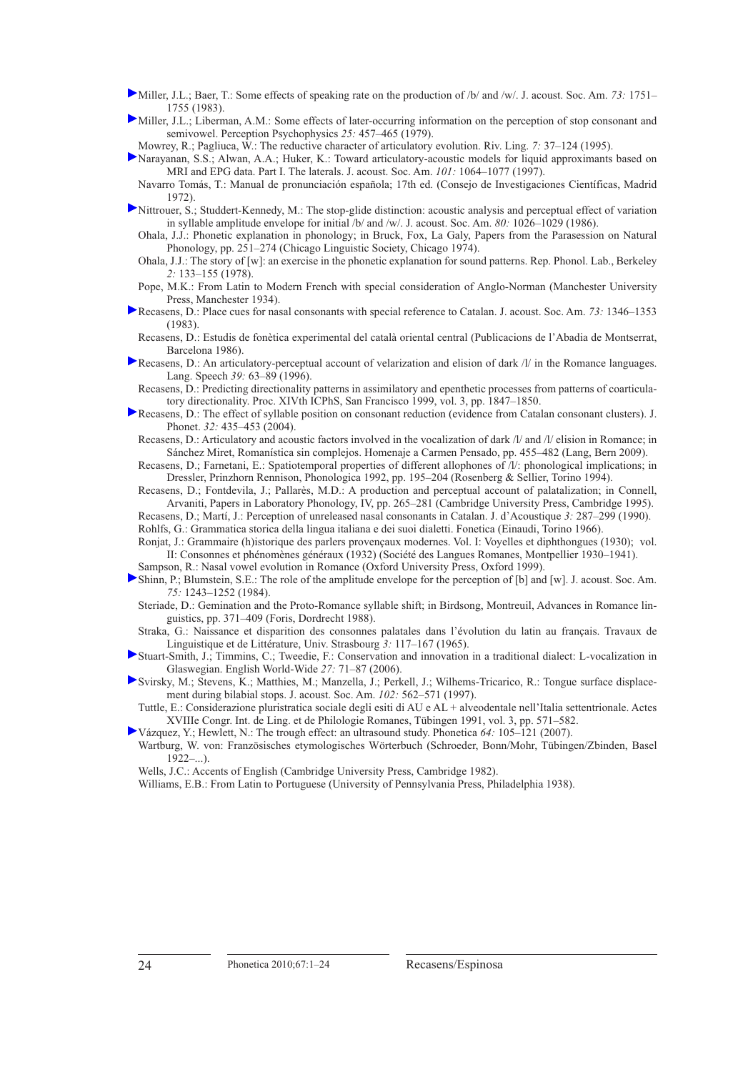Miller, J.L.; Baer, T.: Some effects of speaking rate on the production of /b/ and /w/. J. acoust. Soc. Am. *73:* 1751–1755 (1983).

Miller, J.L.; Liberman, A.M.: Some effects of later-occurring information on the perception of stop consonant and semivowel. Perception Psychophysics *25:* 457–465 (1979).

Mowrey, R.; Pagliuca, W.: The reductive character of articulatory evolution. Riv. Ling. *7:* 37–124 (1995).

Narayanan, S.S.; Alwan, A.A.; Huker, K.: Toward articulatory-acoustic models for liquid approximants based on MRI and EPG data. Part I. The laterals. J. acoust. Soc. Am. *101:* 1064–1077 (1997).

Navarro Tomás, T.: Manual de pronunciación española; 17th ed. (Consejo de Investigaciones Científicas, Madrid 1972).

Nittrouer, S.; Studdert-Kennedy, M.: The stop-glide distinction: acoustic analysis and perceptual effect of variation in syllable amplitude envelope for initial /b/ and /w/. J. acoust. Soc. Am. *80:* 1026–1029 (1986).

Ohala, J.J.: Phonetic explanation in phonology; in Bruck, Fox, La Galy, Papers from the Parasession on Natural Phonology, pp. 251–274 (Chicago Linguistic Society, Chicago 1974).

Ohala, J.J.: The story of [w]: an exercise in the phonetic explanation for sound patterns. Rep. Phonol. Lab., Berkeley *2:* 133–155 (1978).

Pope, M.K.: From Latin to Modern French with special consideration of Anglo-Norman (Manchester University Press, Manchester 1934).

Recasens, D.: Place cues for nasal consonants with special reference to Catalan. J. acoust. Soc. Am. *73:* 1346–1353 (1983).

Recasens, D.: Estudis de fonètica experimental del català oriental central (Publicacions de l'Abadia de Montserrat, Barcelona 1986).

Recasens, D.: An articulatory-perceptual account of velarization and elision of dark /l/ in the Romance languages. Lang. Speech *39:* 63–89 (1996).

Recasens, D.: Predicting directionality patterns in assimilatory and epenthetic processes from patterns of coarticulatory directionality. Proc. XIVth ICPhS, San Francisco 1999, vol. 3, pp. 1847–1850.

Recasens, D.: The effect of syllable position on consonant reduction (evidence from Catalan consonant clusters). J. Phonet. *32:* 435–453 (2004).

Recasens, D.: Articulatory and acoustic factors involved in the vocalization of dark /l/ and /l/ elision in Romance; in Sánchez Miret, Romanística sin complejos. Homenaje a Carmen Pensado, pp. 455–482 (Lang, Bern 2009).

Recasens, D.; Farnetani, E.: Spatiotemporal properties of different allophones of /l/: phonological implications; in Dressler, Prinzhorn Rennison, Phonologica 1992, pp. 195–204 (Rosenberg & Sellier, Torino 1994).

Recasens, D.; Fontdevila, J.; Pallarès, M.D.: A production and perceptual account of palatalization; in Connell, Arvaniti, Papers in Laboratory Phonology, IV, pp. 265–281 (Cambridge University Press, Cambridge 1995).

Recasens, D.; Martí, J.: Perception of unreleased nasal consonants in Catalan. J. d'Acoustique *3:* 287–299 (1990).

Rohlfs, G.: Grammatica storica della lingua italiana e dei suoi dialetti. Fonetica (Einaudi, Torino 1966).

Ronjat, J.: Grammaire (h)istorique des parlers provençaux modernes. Vol. I: Voyelles et diphthongues (1930); vol. II: Consonnes et phénomènes généraux (1932) (Société des Langues Romanes, Montpellier 1930–1941).

Sampson, R.: Nasal vowel evolution in Romance (Oxford University Press, Oxford 1999).

Shinn, P.; Blumstein, S.E.: The role of the amplitude envelope for the perception of [b] and [w]. J. acoust. Soc. Am. *75:* 1243–1252 (1984).

Steriade, D.: Gemination and the Proto-Romance syllable shift; in Birdsong, Montreuil, Advances in Romance linguistics, pp. 371–409 (Foris, Dordrecht 1988).

Straka, G.: Naissance et disparition des consonnes palatales dans l'évolution du latin au français. Travaux de Linguistique et de Littérature, Univ. Strasbourg *3:* 117–167 (1965).

Stuart-Smith, J.; Timmins, C.; Tweedie, F.: Conservation and innovation in a traditional dialect: L-vocalization in Glaswegian. English World-Wide *27:* 71–87 (2006).

Svirsky, M.; Stevens, K.; Matthies, M.; Manzella, J.; Perkell, J.; Wilhems-Tricarico, R.: Tongue surface displacement during bilabial stops. J. acoust. Soc. Am. *102:* 562–571 (1997).

Tuttle, E.: Considerazione pluristratica sociale degli esiti di AU e AL + alveodentale nell'Italia settentrionale. Actes XVIIIe Congr. Int. de Ling. et de Philologie Romanes, Tübingen 1991, vol. 3, pp. 571–582.

Vázquez, Y.; Hewlett, N.: The trough effect: an ultrasound study. Phonetica *64:* 105–121 (2007).

Wartburg, W. von: Französisches etymologisches Wörterbuch (Schroeder, Bonn/Mohr, Tübingen/Zbinden, Basel 1922–...).

Wells, J.C.: Accents of English (Cambridge University Press, Cambridge 1982).

Williams, E.B.: From Latin to Portuguese (University of Pennsylvania Press, Philadelphia 1938).